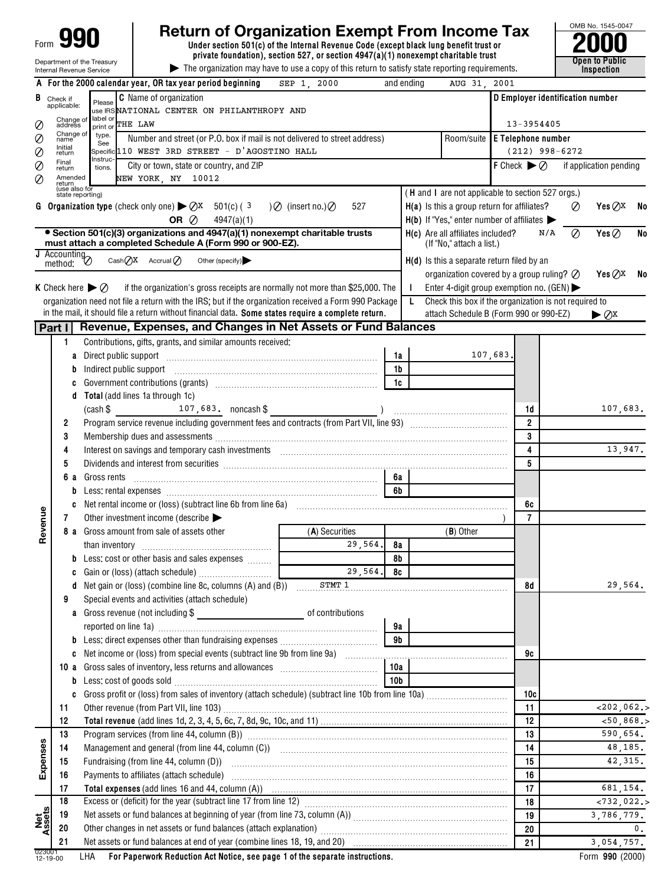Form **990**

# Return of Organization Exempt From Income Tax

**Under section 501(c) of the Internal Revenue Code (except black lung benefit trust or private foundation), section 527, or section 4947(a)(1) nonexempt charitable trust**

▶ The organization may have to use a copy of this return to satisfy state reporting requirements.

OMB No. 1545-0047

**2000**

**Open to Public Inspection**

Department of the Treasury
Internal Revenue Service

**A For the 2000 calendar year, OR tax year period beginning** SEP 1, 2000 and ending AUG 31, 2001

**B** Check if applicable: Change of address ⊘ Change of name ⊘ Initial return ⊘ Final return ⊘ Amended return (use also for state reporting) ⊘

Please use IRS label or print or type. See Specific Instructions.

**C** Name of organization
NATIONAL CENTER ON PHILANTHROPY AND THE LAW

Number and street (or P.O. box if mail is not delivered to street address) | Room/suite
110 WEST 3RD STREET - D'AGOSTINO HALL

City or town, state or country, and ZIP
NEW YORK, NY 10012

**D Employer identification number** 13-3954405

**E Telephone number** (212) 998-6272

**F** Check ▶ ⊘ if application pending

**G Organization type** (check only one) ▶ ⊘X 501(c) ( 3 ) ⊘ (insert no.) ⊘ 527 **OR** ⊘ 4947(a)(1)

• **Section 501(c)(3) organizations and 4947(a)(1) nonexempt charitable trusts must attach a completed Schedule A (Form 990 or 990-EZ).**

**J** Accounting method: ⊘ Cash ⊘X Accrual ⊘ Other (specify) ▶

**K** Check here ▶ ⊘ if the organization's gross receipts are normally not more than $25,000. The organization need not file a return with the IRS; but if the organization received a Form 990 Package in the mail, it should file a return without financial data. **Some states require a complete return.**

(**H** and **I** are not applicable to section 527 orgs.)

**H(a)** Is this a group return for affiliates? ⊘ Yes ⊘X No

**H(b)** If "Yes," enter number of affiliates ▶

**H(c)** Are all affiliates included? N/A ⊘ Yes ⊘ No (If "No," attach a list.)

**H(d)** Is this a separate return filed by an organization covered by a group ruling? ⊘ Yes ⊘X No

**I** Enter 4-digit group exemption no. (GEN) ▶

**L** Check this box if the organization is not required to attach Schedule B (Form 990 or 990-EZ) ▶ ⊘X

## Part I Revenue, Expenses, and Changes in Net Assets or Fund Balances

| Section | Line | Description | | | Line | Amount |
|---|---|---|---|---|---|---|
| Revenue | 1 | Contributions, gifts, grants, and similar amounts received: | | | | |
| | a | Direct public support | 1a | 107,683. | | |
| | b | Indirect public support | 1b | | | |
| | c | Government contributions (grants) | 1c | | | |
| | d | **Total** (add lines 1a through 1c) (cash $ 107,683. noncash $ ) | | | 1d | 107,683. |
| | 2 | Program service revenue including government fees and contracts (from Part VII, line 93) | | | 2 | |
| | 3 | Membership dues and assessments | | | 3 | |
| | 4 | Interest on savings and temporary cash investments | | | 4 | 13,947. |
| | 5 | Dividends and interest from securities | | | 5 | |
| | 6 a | Gross rents | 6a | | | |
| | b | Less: rental expenses | 6b | | | |
| | c | Net rental income or (loss) (subtract line 6b from line 6a) | | | 6c | |
| | 7 | Other investment income (describe ▶ ) | | | 7 | |
| | 8 a | Gross amount from sale of assets other than inventory | (A) Securities: 29,564. | 8a | (B) Other: | |
| | b | Less: cost or other basis and sales expenses | | 8b | | |
| | c | Gain or (loss) (attach schedule) | 29,564. | 8c | | |
| | d | Net gain or (loss) (combine line 8c, columns (A) and (B)) STMT 1 | | | 8d | 29,564. |
| | 9 | Special events and activities (attach schedule) | | | | |
| | a | Gross revenue (not including $ of contributions reported on line 1a) | 9a | | | |
| | b | Less: direct expenses other than fundraising expenses | 9b | | | |
| | c | Net income or (loss) from special events (subtract line 9b from line 9a) | | | 9c | |
| | 10 a | Gross sales of inventory, less returns and allowances | 10a | | | |
| | b | Less: cost of goods sold | 10b | | | |
| | c | Gross profit or (loss) from sales of inventory (attach schedule) (subtract line 10b from line 10a) | | | 10c | |
| | 11 | Other revenue (from Part VII, line 103) | | | 11 | <202,062.> |
| | 12 | **Total revenue** (add lines 1d, 2, 3, 4, 5, 6c, 7, 8d, 9c, 10c, and 11) | | | 12 | <50,868.> |
| Expenses | 13 | Program services (from line 44, column (B)) | | | 13 | 590,654. |
| | 14 | Management and general (from line 44, column (C)) | | | 14 | 48,185. |
| | 15 | Fundraising (from line 44, column (D)) | | | 15 | 42,315. |
| | 16 | Payments to affiliates (attach schedule) | | | 16 | |
| | 17 | **Total expenses** (add lines 16 and 44, column (A)) | | | 17 | 681,154. |
| Net Assets | 18 | Excess or (deficit) for the year (subtract line 17 from line 12) | | | 18 | <732,022.> |
| | 19 | Net assets or fund balances at beginning of year (from line 73, column (A)) | | | 19 | 3,786,779. |
| | 20 | Other changes in net assets or fund balances (attach explanation) | | | 20 | 0. |
| | 21 | Net assets or fund balances at end of year (combine lines 18, 19, and 20) | | | 21 | 3,054,757. |

023001 12-19-00 LHA **For Paperwork Reduction Act Notice, see page 1 of the separate instructions.** Form **990** (2000)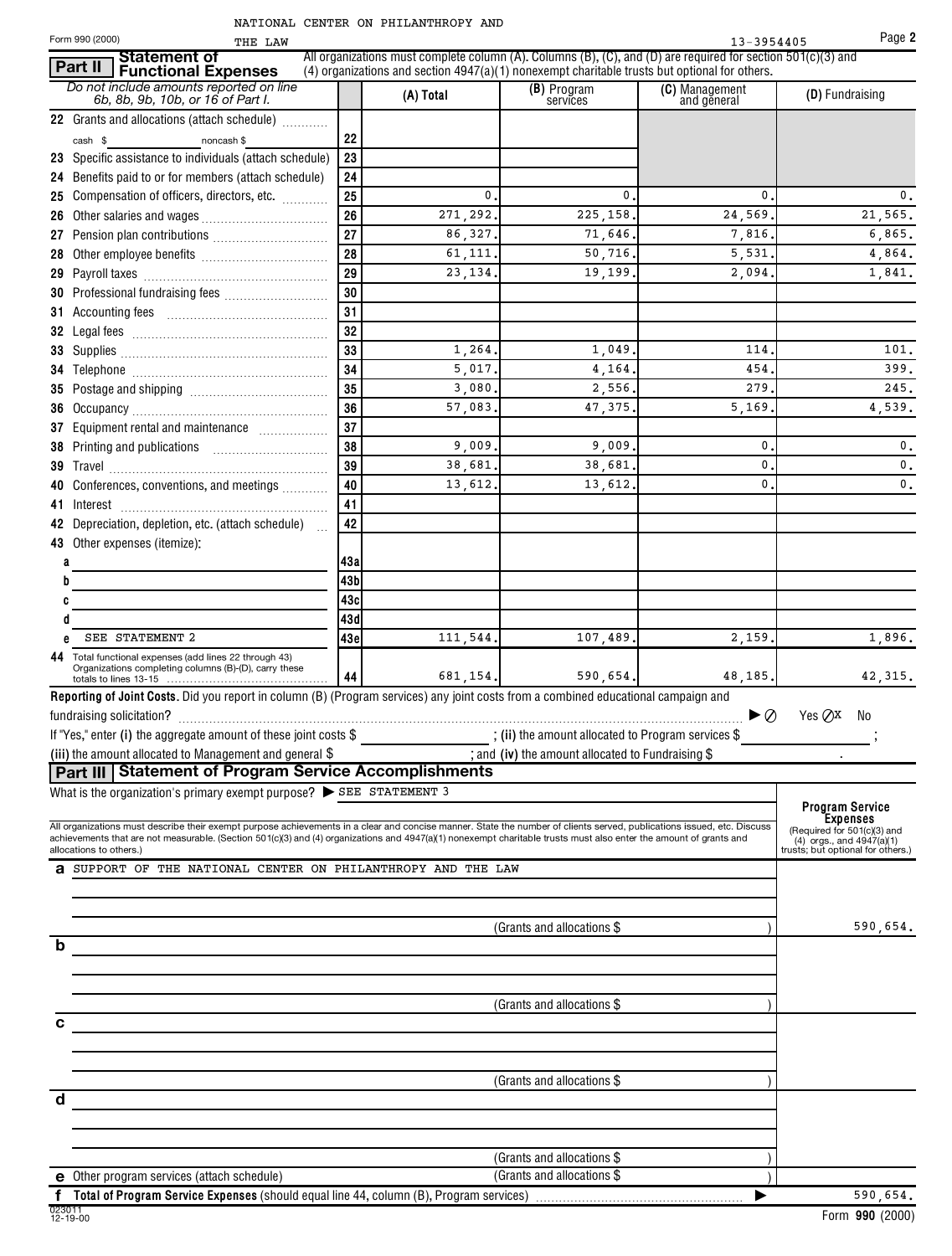NATIONAL CENTER ON PHILANTHROPY AND THE LAW

Form 990 (2000) 13-3954405

## Part II Statement of Functional Expenses

All organizations must complete column (A). Columns (B), (C), and (D) are required for section 501(c)(3) and (4) organizations and section 4947(a)(1) nonexempt charitable trusts but optional for others.

| *Do not include amounts reported on line 6b, 8b, 9b, 10b, or 16 of Part I.* | | (A) Total | (B) Program services | (C) Management and general | (D) Fundraising |
|---|---|---|---|---|---|
| 22 Grants and allocations (attach schedule) cash $ noncash $ | 22 | | | | |
| 23 Specific assistance to individuals (attach schedule) | 23 | | | | |
| 24 Benefits paid to or for members (attach schedule) | 24 | | | | |
| 25 Compensation of officers, directors, etc. | 25 | 0. | 0. | 0. | 0. |
| 26 Other salaries and wages | 26 | 271,292. | 225,158. | 24,569. | 21,565. |
| 27 Pension plan contributions | 27 | 86,327. | 71,646. | 7,816. | 6,865. |
| 28 Other employee benefits | 28 | 61,111. | 50,716. | 5,531. | 4,864. |
| 29 Payroll taxes | 29 | 23,134. | 19,199. | 2,094. | 1,841. |
| 30 Professional fundraising fees | 30 | | | | |
| 31 Accounting fees | 31 | | | | |
| 32 Legal fees | 32 | | | | |
| 33 Supplies | 33 | 1,264. | 1,049. | 114. | 101. |
| 34 Telephone | 34 | 5,017. | 4,164. | 454. | 399. |
| 35 Postage and shipping | 35 | 3,080. | 2,556. | 279. | 245. |
| 36 Occupancy | 36 | 57,083. | 47,375. | 5,169. | 4,539. |
| 37 Equipment rental and maintenance | 37 | | | | |
| 38 Printing and publications | 38 | 9,009. | 9,009. | 0. | 0. |
| 39 Travel | 39 | 38,681. | 38,681. | 0. | 0. |
| 40 Conferences, conventions, and meetings | 40 | 13,612. | 13,612. | 0. | 0. |
| 41 Interest | 41 | | | | |
| 42 Depreciation, depletion, etc. (attach schedule) | 42 | | | | |
| 43 Other expenses (itemize): a | 43a | | | | |
| b | 43b | | | | |
| c | 43c | | | | |
| d | 43d | | | | |
| e SEE STATEMENT 2 | 43e | 111,544. | 107,489. | 2,159. | 1,896. |
| 44 Total functional expenses (add lines 22 through 43) Organizations completing columns (B)-(D), carry these totals to lines 13-15 | 44 | 681,154. | 590,654. | 48,185. | 42,315. |

**Reporting of Joint Costs.** Did you report in column (B) (Program services) any joint costs from a combined educational campaign and fundraising solicitation? ▶ Yes X No

If "Yes," enter (i) the aggregate amount of these joint costs $ ______ ; (ii) the amount allocated to Program services $ ______ ; (iii) the amount allocated to Management and general $ ______ ; and (iv) the amount allocated to Fundraising $ ______ .

## Part III Statement of Program Service Accomplishments

What is the organization's primary exempt purpose? ▶ SEE STATEMENT 3

All organizations must describe their exempt purpose achievements in a clear and concise manner. State the number of clients served, publications issued, etc. Discuss achievements that are not measurable. (Section 501(c)(3) and (4) organizations and 4947(a)(1) nonexempt charitable trusts must also enter the amount of grants and allocations to others.)

| | Program Service Expenses (Required for 501(c)(3) and (4) orgs., and 4947(a)(1) trusts; but optional for others.) |
|---|---|
| a SUPPORT OF THE NATIONAL CENTER ON PHILANTHROPY AND THE LAW (Grants and allocations $ ) | 590,654. |
| b (Grants and allocations $ ) | |
| c (Grants and allocations $ ) | |
| d (Grants and allocations $ ) | |
| e Other program services (attach schedule) (Grants and allocations $ ) | |
| f **Total of Program Service Expenses** (should equal line 44, column (B), Program services) ▶ | 590,654. |

Form **990** (2000)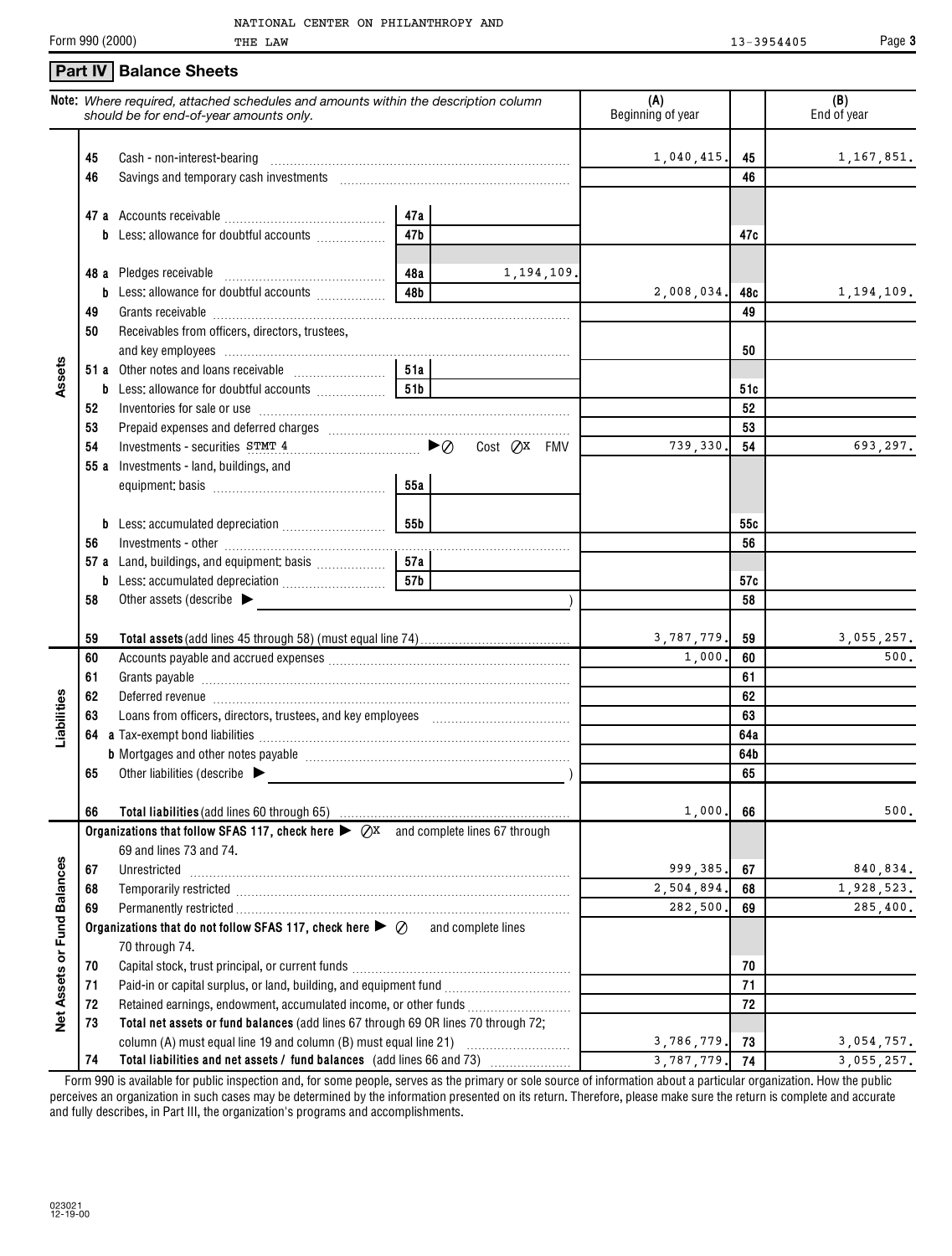NATIONAL CENTER ON PHILANTHROPY AND THE LAW

Form 990 (2000) 13-3954405

## Part IV Balance Sheets

| | Note: *Where required, attached schedules and amounts within the description column should be for end-of-year amounts only.* | | | (A) Beginning of year | | (B) End of year |
|---|---|---|---|---|---|---|
| **Assets** | 45 Cash - non-interest-bearing | | | 1,040,415. | 45 | 1,167,851. |
| | 46 Savings and temporary cash investments | | | | 46 | |
| | 47 a Accounts receivable | 47a | | | | |
| | b Less: allowance for doubtful accounts | 47b | | | 47c | |
| | 48 a Pledges receivable | 48a | 1,194,109. | | | |
| | b Less: allowance for doubtful accounts | 48b | | 2,008,034. | 48c | 1,194,109. |
| | 49 Grants receivable | | | | 49 | |
| | 50 Receivables from officers, directors, trustees, and key employees | | | | 50 | |
| | 51 a Other notes and loans receivable | 51a | | | | |
| | b Less: allowance for doubtful accounts | 51b | | | 51c | |
| | 52 Inventories for sale or use | | | | 52 | |
| | 53 Prepaid expenses and deferred charges | | | | 53 | |
| | 54 Investments - securities STMT 4 ▶ ☐ Cost ☒ FMV | | | 739,330. | 54 | 693,297. |
| | 55 a Investments - land, buildings, and equipment: basis | 55a | | | | |
| | b Less: accumulated depreciation | 55b | | | 55c | |
| | 56 Investments - other | | | | 56 | |
| | 57 a Land, buildings, and equipment: basis | 57a | | | | |
| | b Less: accumulated depreciation | 57b | | | 57c | |
| | 58 Other assets (describe ▶ ) | | | | 58 | |
| | 59 **Total assets** (add lines 45 through 58) (must equal line 74) | | | 3,787,779. | 59 | 3,055,257. |
| **Liabilities** | 60 Accounts payable and accrued expenses | | | 1,000. | 60 | 500. |
| | 61 Grants payable | | | | 61 | |
| | 62 Deferred revenue | | | | 62 | |
| | 63 Loans from officers, directors, trustees, and key employees | | | | 63 | |
| | 64 a Tax-exempt bond liabilities | | | | 64a | |
| | b Mortgages and other notes payable | | | | 64b | |
| | 65 Other liabilities (describe ▶ ) | | | | 65 | |
| | 66 **Total liabilities** (add lines 60 through 65) | | | 1,000. | 66 | 500. |
| **Net Assets or Fund Balances** | **Organizations that follow SFAS 117, check here ▶ ☒ and complete lines 67 through 69 and lines 73 and 74.** | | | | | |
| | 67 Unrestricted | | | 999,385. | 67 | 840,834. |
| | 68 Temporarily restricted | | | 2,504,894. | 68 | 1,928,523. |
| | 69 Permanently restricted | | | 282,500. | 69 | 285,400. |
| | **Organizations that do not follow SFAS 117, check here ▶ ☐ and complete lines 70 through 74.** | | | | | |
| | 70 Capital stock, trust principal, or current funds | | | | 70 | |
| | 71 Paid-in or capital surplus, or land, building, and equipment fund | | | | 71 | |
| | 72 Retained earnings, endowment, accumulated income, or other funds | | | | 72 | |
| | 73 **Total net assets or fund balances** (add lines 67 through 69 OR lines 70 through 72; column (A) must equal line 19 and column (B) must equal line 21) | | | 3,786,779. | 73 | 3,054,757. |
| | 74 **Total liabilities and net assets / fund balances** (add lines 66 and 73) | | | 3,787,779. | 74 | 3,055,257. |

Form 990 is available for public inspection and, for some people, serves as the primary or sole source of information about a particular organization. How the public perceives an organization in such cases may be determined by the information presented on its return. Therefore, please make sure the return is complete and accurate and fully describes, in Part III, the organization's programs and accomplishments.

023021
12-19-00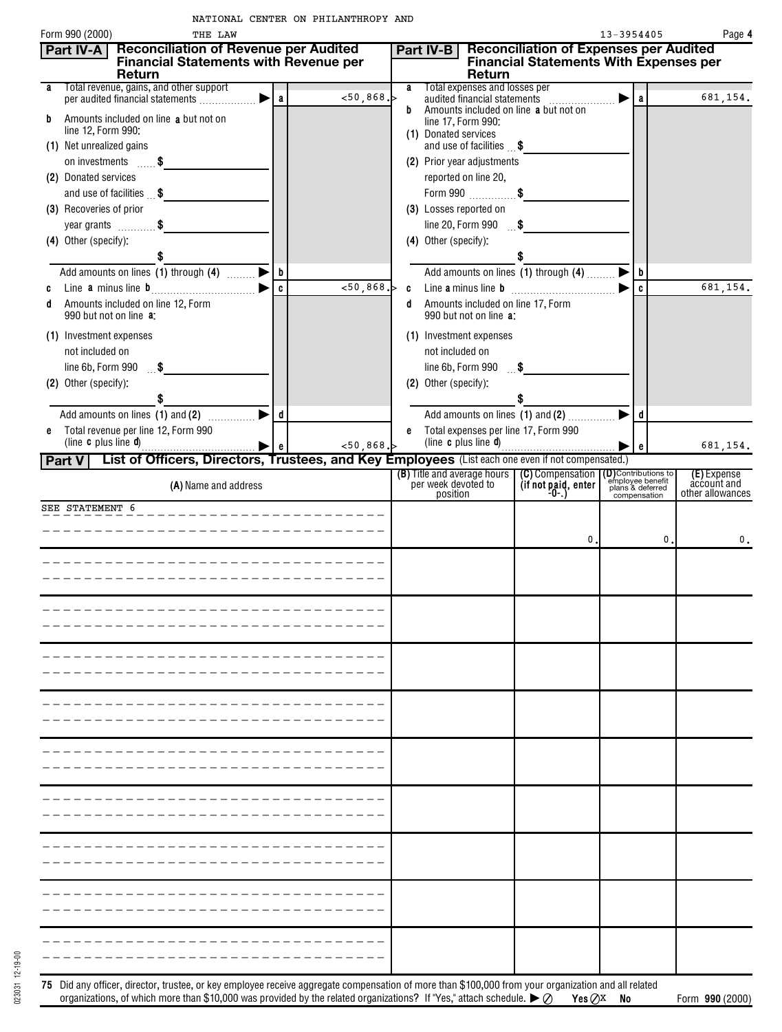NATIONAL CENTER ON PHILANTHROPY AND THE LAW

Form 990 (2000) 13-3954405

## Part IV-A Reconciliation of Revenue per Audited Financial Statements with Revenue per Return

| | | | |
|---|---|---|---|
| **a** | Total revenue, gains, and other support per audited financial statements | **a** | <50,868.> |
| **b** | Amounts included on line **a** but not on line 12, Form 990: | | |
| (1) | Net unrealized gains on investments $ | | |
| (2) | Donated services and use of facilities $ | | |
| (3) | Recoveries of prior year grants $ | | |
| (4) | Other (specify): $ | | |
| | Add amounts on lines (1) through (4) | **b** | |
| **c** | Line **a** minus line **b** | **c** | <50,868.> |
| **d** | Amounts included on line 12, Form 990 but not on line **a**: | | |
| (1) | Investment expenses not included on line 6b, Form 990 $ | | |
| (2) | Other (specify): $ | | |
| | Add amounts on lines (1) and (2) | **d** | |
| **e** | Total revenue per line 12, Form 990 (line **c** plus line **d**) | **e** | <50,868.> |

## Part IV-B Reconciliation of Expenses per Audited Financial Statements With Expenses per Return

| | | | |
|---|---|---|---|
| **a** | Total expenses and losses per audited financial statements | **a** | 681,154. |
| **b** | Amounts included on line **a** but not on line 17, Form 990: | | |
| (1) | Donated services and use of facilities $ | | |
| (2) | Prior year adjustments reported on line 20, Form 990 $ | | |
| (3) | Losses reported on line 20, Form 990 $ | | |
| (4) | Other (specify): $ | | |
| | Add amounts on lines (1) through (4) | **b** | |
| **c** | Line **a** minus line **b** | **c** | 681,154. |
| **d** | Amounts included on line 17, Form 990 but not on line **a**: | | |
| (1) | Investment expenses not included on line 6b, Form 990 $ | | |
| (2) | Other (specify): $ | | |
| | Add amounts on lines (1) and (2) | **d** | |
| **e** | Total expenses per line 17, Form 990 (line **c** plus line **d**) | **e** | 681,154. |

## Part V List of Officers, Directors, Trustees, and Key Employees (List each one even if not compensated.)

| (A) Name and address | (B) Title and average hours per week devoted to position | (C) Compensation (if not paid, enter -0-.) | (D) Contributions to employee benefit plans & deferred compensation | (E) Expense account and other allowances |
|---|---|---|---|---|
| SEE STATEMENT 6 | | 0. | 0. | 0. |
| | | | | |
| | | | | |
| | | | | |
| | | | | |
| | | | | |
| | | | | |
| | | | | |
| | | | | |
| | | | | |

**75** Did any officer, director, trustee, or key employee receive aggregate compensation of more than $100,000 from your organization and all related organizations, of which more than $10,000 was provided by the related organizations? If "Yes," attach schedule. Yes X No

Form **990** (2000)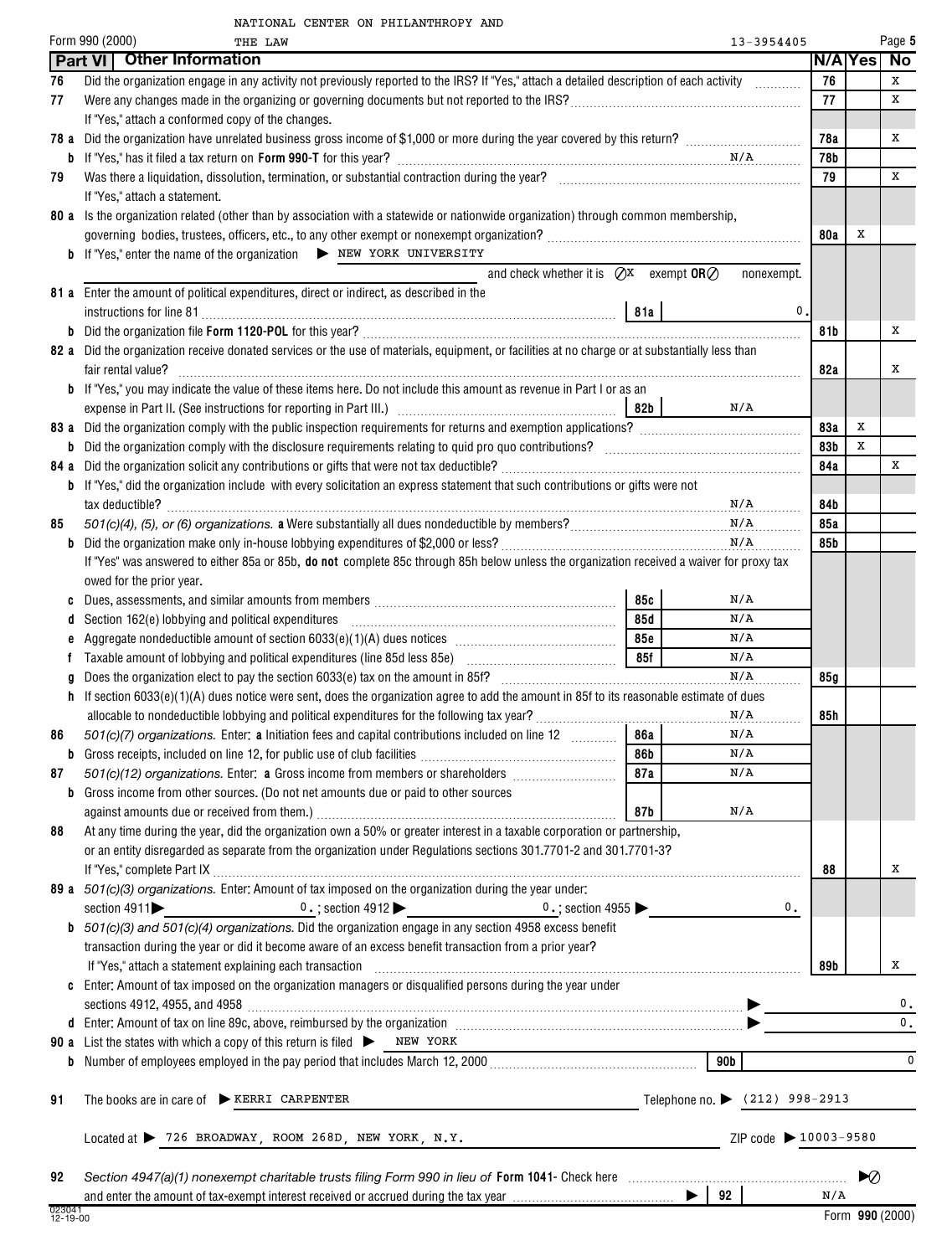NATIONAL CENTER ON PHILANTHROPY AND THE LAW

Form 990 (2000) 13-3954405

## Part VI Other Information

| | | | N/A | Yes | No |
|---|---|---|---|---|---|
| 76 | Did the organization engage in any activity not previously reported to the IRS? If "Yes," attach a detailed description of each activity | 76 | | | X |
| 77 | Were any changes made in the organizing or governing documents but not reported to the IRS? If "Yes," attach a conformed copy of the changes. | 77 | | | X |
| 78 a | Did the organization have unrelated business gross income of $1,000 or more during the year covered by this return? | 78a | | | X |
| b | If "Yes," has it filed a tax return on **Form 990-T** for this year? N/A | 78b | | | |
| 79 | Was there a liquidation, dissolution, termination, or substantial contraction during the year? If "Yes," attach a statement. | 79 | | | X |
| 80 a | Is the organization related (other than by association with a statewide or nationwide organization) through common membership, governing bodies, trustees, officers, etc., to any other exempt or nonexempt organization? | 80a | | X | |
| b | If "Yes," enter the name of the organization ▶ NEW YORK UNIVERSITY and check whether it is ☒ exempt **OR** ☐ nonexempt. | | | | |
| 81 a | Enter the amount of political expenditures, direct or indirect, as described in the instructions for line 81 — 81a: 0. | | | | |
| b | Did the organization file **Form 1120-POL** for this year? | 81b | | | X |
| 82 a | Did the organization receive donated services or the use of materials, equipment, or facilities at no charge or at substantially less than fair rental value? | 82a | | | X |
| b | If "Yes," you may indicate the value of these items here. Do not include this amount as revenue in Part I or as an expense in Part II. (See instructions for reporting in Part III.) — 82b: N/A | | | | |
| 83 a | Did the organization comply with the public inspection requirements for returns and exemption applications? | 83a | | X | |
| b | Did the organization comply with the disclosure requirements relating to quid pro quo contributions? | 83b | | X | |
| 84 a | Did the organization solicit any contributions or gifts that were not tax deductible? | 84a | | | X |
| b | If "Yes," did the organization include with every solicitation an express statement that such contributions or gifts were not tax deductible? N/A | 84b | | | |
| 85 | *501(c)(4), (5), or (6) organizations.* **a** Were substantially all dues nondeductible by members? N/A | 85a | | | |
| b | Did the organization make only in-house lobbying expenditures of $2,000 or less? N/A | 85b | | | |
| | If "Yes" was answered to either 85a or 85b, **do not** complete 85c through 85h below unless the organization received a waiver for proxy tax owed for the prior year. | | | | |
| c | Dues, assessments, and similar amounts from members — 85c: N/A | | | | |
| d | Section 162(e) lobbying and political expenditures — 85d: N/A | | | | |
| e | Aggregate nondeductible amount of section 6033(e)(1)(A) dues notices — 85e: N/A | | | | |
| f | Taxable amount of lobbying and political expenditures (line 85d less 85e) — 85f: N/A | | | | |
| g | Does the organization elect to pay the section 6033(e) tax on the amount in 85f? N/A | 85g | | | |
| h | If section 6033(e)(1)(A) dues notices were sent, does the organization agree to add the amount in 85f to its reasonable estimate of dues allocable to nondeductible lobbying and political expenditures for the following tax year? N/A | 85h | | | |
| 86 | *501(c)(7) organizations.* Enter: **a** Initiation fees and capital contributions included on line 12 — 86a: N/A | | | | |
| b | Gross receipts, included on line 12, for public use of club facilities — 86b: N/A | | | | |
| 87 | *501(c)(12) organizations.* Enter: **a** Gross income from members or shareholders — 87a: N/A | | | | |
| b | Gross income from other sources. (Do not net amounts due or paid to other sources against amounts due or received from them.) — 87b: N/A | | | | |
| 88 | At any time during the year, did the organization own a 50% or greater interest in a taxable corporation or partnership, or an entity disregarded as separate from the organization under Regulations sections 301.7701-2 and 301.7701-3? If "Yes," complete Part IX | 88 | | | X |
| 89 a | *501(c)(3) organizations.* Enter: Amount of tax imposed on the organization during the year under: section 4911 ▶ 0. ; section 4912 ▶ 0. ; section 4955 ▶ 0. | | | | |
| b | *501(c)(3) and 501(c)(4) organizations.* Did the organization engage in any section 4958 excess benefit transaction during the year or did it become aware of an excess benefit transaction from a prior year? If "Yes," attach a statement explaining each transaction | 89b | | | X |
| c | Enter: Amount of tax imposed on the organization managers or disqualified persons during the year under sections 4912, 4955, and 4958 ▶ 0. | | | | |
| d | Enter: Amount of tax on line 89c, above, reimbursed by the organization ▶ 0. | | | | |
| 90 a | List the states with which a copy of this return is filed ▶ NEW YORK | | | | |
| b | Number of employees employed in the pay period that includes March 12, 2000 — 90b: 0 | | | | |

**91** The books are in care of ▶ KERRI CARPENTER Telephone no. ▶ (212) 998-2913

Located at ▶ 726 BROADWAY, ROOM 268D, NEW YORK, N.Y. ZIP code ▶ 10003-9580

**92** *Section 4947(a)(1) nonexempt charitable trusts filing Form 990 in lieu of* **Form 1041**- Check here ▶ ☐

and enter the amount of tax-exempt interest received or accrued during the tax year ▶ 92 N/A

023041 12-19-00 Form **990** (2000)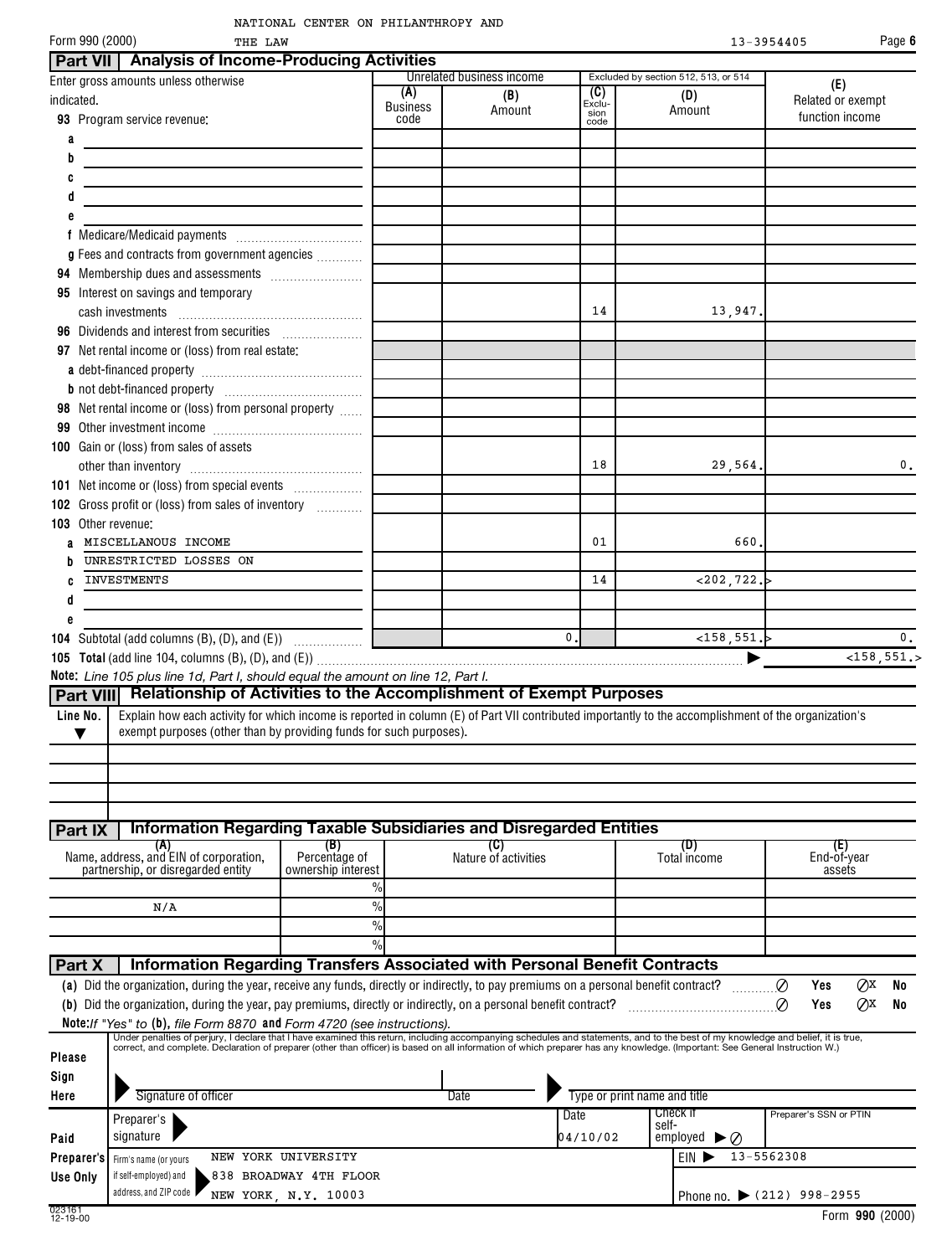NATIONAL CENTER ON PHILANTHROPY AND THE LAW

Form 990 (2000) 13-3954405

## Part VII Analysis of Income-Producing Activities

| Enter gross amounts unless otherwise indicated. | Unrelated business income | | Excluded by section 512, 513, or 514 | | (E) |
|---|---|---|---|---|---|
| | (A) Business code | (B) Amount | (C) Exclusion code | (D) Amount | Related or exempt function income |
| **93** Program service revenue: | | | | | |
| a | | | | | |
| b | | | | | |
| c | | | | | |
| d | | | | | |
| e | | | | | |
| f Medicare/Medicaid payments | | | | | |
| g Fees and contracts from government agencies | | | | | |
| **94** Membership dues and assessments | | | | | |
| **95** Interest on savings and temporary cash investments | | | 14 | 13,947. | |
| **96** Dividends and interest from securities | | | | | |
| **97** Net rental income or (loss) from real estate: | | | | | |
| a debt-financed property | | | | | |
| b not debt-financed property | | | | | |
| **98** Net rental income or (loss) from personal property | | | | | |
| **99** Other investment income | | | | | |
| **100** Gain or (loss) from sales of assets other than inventory | | | 18 | 29,564. | 0. |
| **101** Net income or (loss) from special events | | | | | |
| **102** Gross profit or (loss) from sales of inventory | | | | | |
| **103** Other revenue: | | | | | |
| a MISCELLANEOUS INCOME | | | 01 | 660. | |
| b UNRESTRICTED LOSSES ON | | | | | |
| c INVESTMENTS | | | 14 | <202,722.> | |
| d | | | | | |
| e | | | | | |
| **104** Subtotal (add columns (B), (D), and (E)) | | 0. | | <158,551.> | 0. |
| **105 Total** (add line 104, columns (B), (D), and (E)) | | | | | <158,551.> |

**Note:** *Line 105 plus line 1d, Part I, should equal the amount on line 12, Part I.*

## Part VIII Relationship of Activities to the Accomplishment of Exempt Purposes

| Line No. | Explain how each activity for which income is reported in column (E) of Part VII contributed importantly to the accomplishment of the organization's exempt purposes (other than by providing funds for such purposes). |
|---|---|
| | |

## Part IX Information Regarding Taxable Subsidiaries and Disregarded Entities

| (A) Name, address, and EIN of corporation, partnership, or disregarded entity | (B) Percentage of ownership interest | (C) Nature of activities | (D) Total income | (E) End-of-year assets |
|---|---|---|---|---|
| | % | | | |
| N/A | % | | | |
| | % | | | |
| | % | | | |

## Part X Information Regarding Transfers Associated with Personal Benefit Contracts

(a) Did the organization, during the year, receive any funds, directly or indirectly, to pay premiums on a personal benefit contract? ☐ Yes ☒ No

(b) Did the organization, during the year, pay premiums, directly or indirectly, on a personal benefit contract? ☐ Yes ☒ No

**Note:** *If "Yes" to* **(b)**, *file Form 8870* **and** *Form 4720 (see instructions).*

**Please Sign Here**

Under penalties of perjury, I declare that I have examined this return, including accompanying schedules and statements, and to the best of my knowledge and belief, it is true, correct, and complete. Declaration of preparer (other than officer) is based on all information of which preparer has any knowledge. (Important: See General Instruction W.)

Signature of officer | Date | Type or print name and title

**Paid Preparer's Use Only**

| Preparer's signature | Date 04/10/02 | Check if self-employed ☐ | Preparer's SSN or PTIN |
|---|---|---|---|
| Firm's name (or yours if self-employed) and address, and ZIP code: NEW YORK UNIVERSITY, 838 BROADWAY 4TH FLOOR, NEW YORK, N.Y. 10003 | | EIN ▶ 13-5562308 | Phone no. ▶ (212) 998-2955 |

023161 12-19-00 Form **990** (2000)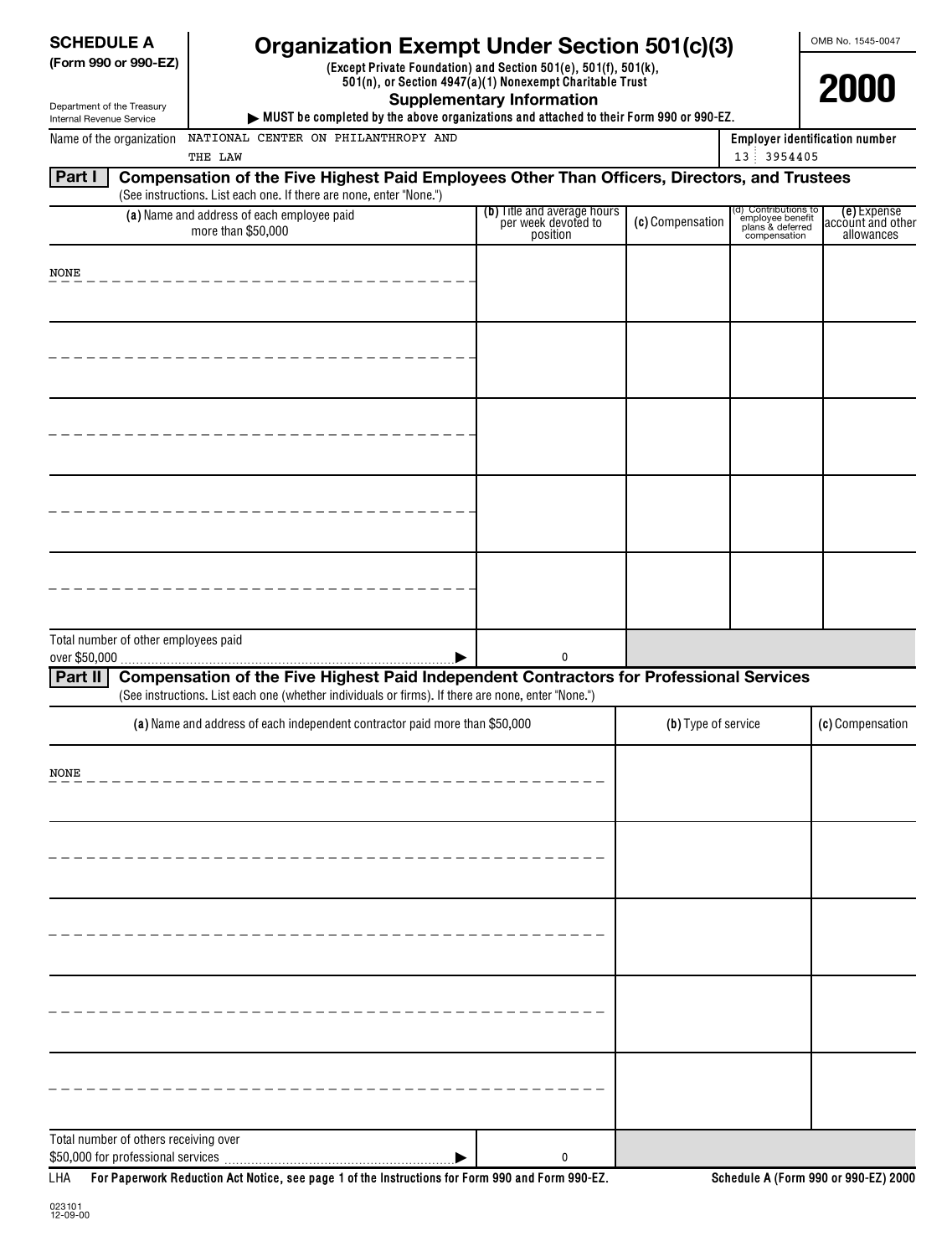**SCHEDULE A**
**(Form 990 or 990-EZ)**

Department of the Treasury
Internal Revenue Service

# Organization Exempt Under Section 501(c)(3)

**(Except Private Foundation) and Section 501(e), 501(f), 501(k), 501(n), or Section 4947(a)(1) Nonexempt Charitable Trust**

**Supplementary Information**

▶ **MUST be completed by the above organizations and attached to their Form 990 or 990-EZ.**

OMB No. 1545-0047

**2000**

Name of the organization: NATIONAL CENTER ON PHILANTHROPY AND THE LAW

**Employer identification number:** 13 3954405

## Part I Compensation of the Five Highest Paid Employees Other Than Officers, Directors, and Trustees

(See instructions. List each one. If there are none, enter "None.")

| (a) Name and address of each employee paid more than $50,000 | (b) Title and average hours per week devoted to position | (c) Compensation | (d) Contributions to employee benefit plans & deferred compensation | (e) Expense account and other allowances |
|---|---|---|---|---|
| NONE | | | | |
| | | | | |
| | | | | |
| | | | | |
| | | | | |
| Total number of other employees paid over $50,000 ▶ | 0 | | | |

## Part II Compensation of the Five Highest Paid Independent Contractors for Professional Services

(See instructions. List each one (whether individuals or firms). If there are none, enter "None.")

| (a) Name and address of each independent contractor paid more than $50,000 | (b) Type of service | (c) Compensation |
|---|---|---|
| NONE | | |
| | | |
| | | |
| | | |
| | | |
| Total number of others receiving over $50,000 for professional services ▶ 0 | | |

LHA **For Paperwork Reduction Act Notice, see page 1 of the Instructions for Form 990 and Form 990-EZ.** **Schedule A (Form 990 or 990-EZ) 2000**

023101
12-09-00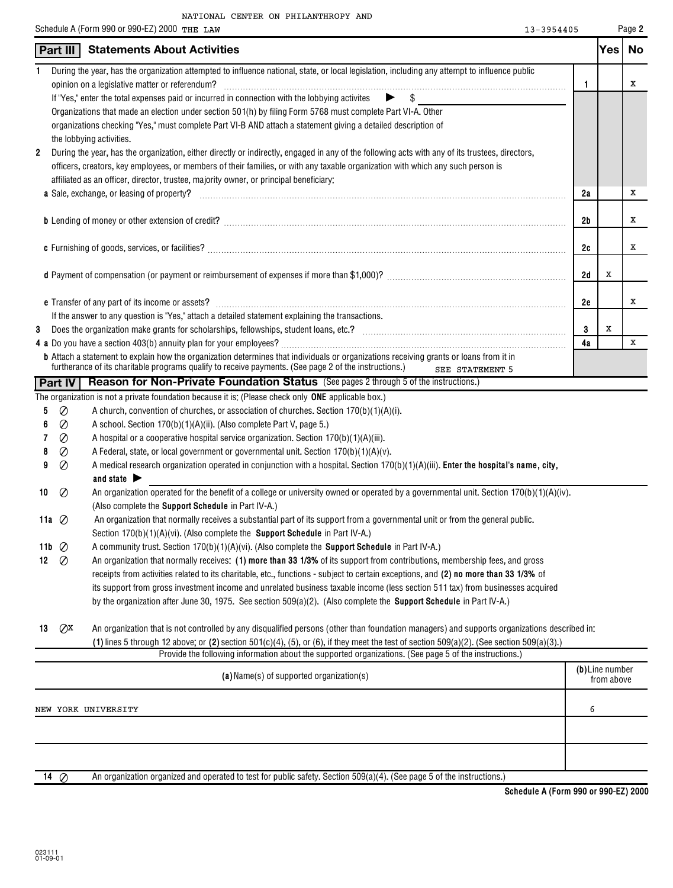NATIONAL CENTER ON PHILANTHROPY AND

Schedule A (Form 990 or 990-EZ) 2000 THE LAW 13-3954405

## Part III Statements About Activities

| | | | Yes | No |
|---|---|---|---|---|
| 1 | During the year, has the organization attempted to influence national, state, or local legislation, including any attempt to influence public opinion on a legislative matter or referendum? | 1 | | X |
| | If "Yes," enter the total expenses paid or incurred in connection with the lobbying activites ▶ $ | | | |
| | Organizations that made an election under section 501(h) by filing Form 5768 must complete Part VI-A. Other organizations checking "Yes," must complete Part VI-B AND attach a statement giving a detailed description of the lobbying activities. | | | |
| 2 | During the year, has the organization, either directly or indirectly, engaged in any of the following acts with any of its trustees, directors, officers, creators, key employees, or members of their families, or with any taxable organization with which any such person is affiliated as an officer, director, trustee, majority owner, or principal beneficiary: | | | |
| | **a** Sale, exchange, or leasing of property? | 2a | | X |
| | **b** Lending of money or other extension of credit? | 2b | | X |
| | **c** Furnishing of goods, services, or facilities? | 2c | | X |
| | **d** Payment of compensation (or payment or reimbursement of expenses if more than $1,000)? | 2d | X | |
| | **e** Transfer of any part of its income or assets? | 2e | | X |
| | If the answer to any question is "Yes," attach a detailed statement explaining the transactions. | | | |
| 3 | Does the organization make grants for scholarships, fellowships, student loans, etc.? | 3 | X | |
| 4 | **a** Do you have a section 403(b) annuity plan for your employees? | 4a | | X |
| | **b** Attach a statement to explain how the organization determines that individuals or organizations receiving grants or loans from it in furtherance of its charitable programs qualify to receive payments. (See page 2 of the instructions.) SEE STATEMENT 5 | | | |

## Part IV Reason for Non-Private Foundation Status (See pages 2 through 5 of the instructions.)

The organization is not a private foundation because it is: (Please check only **ONE** applicable box.)

- **5** ☐ A church, convention of churches, or association of churches. Section 170(b)(1)(A)(i).
- **6** ☐ A school. Section 170(b)(1)(A)(ii). (Also complete Part V, page 5.)
- **7** ☐ A hospital or a cooperative hospital service organization. Section 170(b)(1)(A)(iii).
- **8** ☐ A Federal, state, or local government or governmental unit. Section 170(b)(1)(A)(v).
- **9** ☐ A medical research organization operated in conjunction with a hospital. Section 170(b)(1)(A)(iii). **Enter the hospital's name, city, and state** ▶
- **10** ☐ An organization operated for the benefit of a college or university owned or operated by a governmental unit. Section 170(b)(1)(A)(iv). (Also complete the **Support Schedule** in Part IV-A.)
- **11a** ☐ An organization that normally receives a substantial part of its support from a governmental unit or from the general public. Section 170(b)(1)(A)(vi). (Also complete the **Support Schedule** in Part IV-A.)
- **11b** ☐ A community trust. Section 170(b)(1)(A)(vi). (Also complete the **Support Schedule** in Part IV-A.)
- **12** ☐ An organization that normally receives: **(1) more than 33 1/3%** of its support from contributions, membership fees, and gross receipts from activities related to its charitable, etc., functions - subject to certain exceptions, and **(2) no more than 33 1/3%** of its support from gross investment income and unrelated business taxable income (less section 511 tax) from businesses acquired by the organization after June 30, 1975. See section 509(a)(2). (Also complete the **Support Schedule** in Part IV-A.)
- **13** ☒ An organization that is not controlled by any disqualified persons (other than foundation managers) and supports organizations described in: **(1)** lines 5 through 12 above; or **(2)** section 501(c)(4), (5), or (6), if they meet the test of section 509(a)(2). (See section 509(a)(3).)

Provide the following information about the supported organizations. (See page 5 of the instructions.)

| (a) Name(s) of supported organization(s) | (b) Line number from above |
|---|---|
| NEW YORK UNIVERSITY | 6 |
| | |
| | |

- **14** ☐ An organization organized and operated to test for public safety. Section 509(a)(4). (See page 5 of the instructions.)

Schedule A (Form 990 or 990-EZ) 2000

023111 01-09-01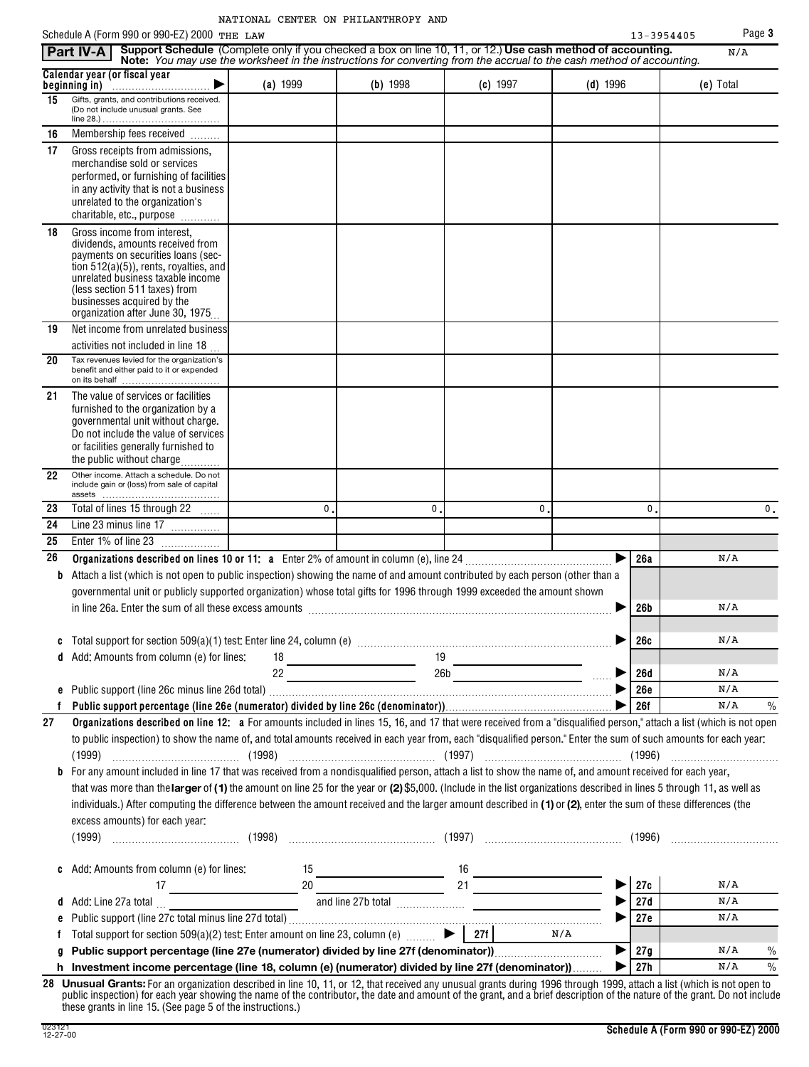NATIONAL CENTER ON PHILANTHROPY AND THE LAW

Schedule A (Form 990 or 990-EZ) 2000 13-3954405

**Part IV-A** **Support Schedule** (Complete only if you checked a box on line 10, 11, or 12.) **Use cash method of accounting.** N/A
**Note:** *You may use the worksheet in the instructions for converting from the accrual to the cash method of accounting.*

| Calendar year (or fiscal year beginning in) ▶ | (a) 1999 | (b) 1998 | (c) 1997 | (d) 1996 | (e) Total |
|---|---|---|---|---|---|
| 15 Gifts, grants, and contributions received. (Do not include unusual grants. See line 28.) | | | | | |
| 16 Membership fees received | | | | | |
| 17 Gross receipts from admissions, merchandise sold or services performed, or furnishing of facilities in any activity that is not a business unrelated to the organization's charitable, etc., purpose | | | | | |
| 18 Gross income from interest, dividends, amounts received from payments on securities loans (section 512(a)(5)), rents, royalties, and unrelated business taxable income (less section 511 taxes) from businesses acquired by the organization after June 30, 1975 | | | | | |
| 19 Net income from unrelated business activities not included in line 18 | | | | | |
| 20 Tax revenues levied for the organization's benefit and either paid to it or expended on its behalf | | | | | |
| 21 The value of services or facilities furnished to the organization by a governmental unit without charge. Do not include the value of services or facilities generally furnished to the public without charge | | | | | |
| 22 Other income. Attach a schedule. Do not include gain or (loss) from sale of capital assets | | | | | |
| 23 Total of lines 15 through 22 | 0. | 0. | 0. | 0. | 0. |
| 24 Line 23 minus line 17 | | | | | |
| 25 Enter 1% of line 23 | | | | | |

**26 Organizations described on lines 10 or 11:** **a** Enter 2% of amount in column (e), line 24 ▶ **26a** N/A

**b** Attach a list (which is not open to public inspection) showing the name of and amount contributed by each person (other than a governmental unit or publicly supported organization) whose total gifts for 1996 through 1999 exceeded the amount shown in line 26a. Enter the sum of all these excess amounts ▶ **26b** N/A

**c** Total support for section 509(a)(1) test: Enter line 24, column (e) ▶ **26c** N/A

**d** Add: Amounts from column (e) for lines: 18 ______ 19 ______ 22 ______ 26b ______ ▶ **26d** N/A

**e** Public support (line 26c minus line 26d total) ▶ **26e** N/A

**f** **Public support percentage (line 26e (numerator) divided by line 26c (denominator))** ▶ **26f** N/A %

**27 Organizations described on line 12:** **a** For amounts included in lines 15, 16, and 17 that were received from a "disqualified person," attach a list (which is not open to public inspection) to show the name of, and total amounts received in each year from, each "disqualified person." Enter the sum of such amounts for each year:

(1999) ______ (1998) ______ (1997) ______ (1996) ______

**b** For any amount included in line 17 that was received from a nondisqualified person, attach a list to show the name of, and amount received for each year, that was more than the **larger** of **(1)** the amount on line 25 for the year or **(2)** $5,000. (Include in the list organizations described in lines 5 through 11, as well as individuals.) After computing the difference between the amount received and the larger amount described in **(1)** or **(2)**, enter the sum of these differences (the excess amounts) for each year:

(1999) ______ (1998) ______ (1997) ______ (1996) ______

**c** Add: Amounts from column (e) for lines: 15 ______ 16 ______ 17 ______ 20 ______ 21 ______ ▶ **27c** N/A

**d** Add: Line 27a total ______ and line 27b total ______ ▶ **27d** N/A

**e** Public support (line 27c total minus line 27d total) ▶ **27e** N/A

**f** Total support for section 509(a)(2) test: Enter amount on line 23, column (e) ▶ **27f** N/A

**g** **Public support percentage (line 27e (numerator) divided by line 27f (denominator))** ▶ **27g** N/A %

**h** **Investment income percentage (line 18, column (e) (numerator) divided by line 27f (denominator))** ▶ **27h** N/A %

**28 Unusual Grants:** For an organization described in line 10, 11, or 12, that received any unusual grants during 1996 through 1999, attach a list (which is not open to public inspection) for each year showing the name of the contributor, the date and amount of the grant, and a brief description of the nature of the grant. Do not include these grants in line 15. (See page 5 of the instructions.)

023121 12-27-00 **Schedule A (Form 990 or 990-EZ) 2000**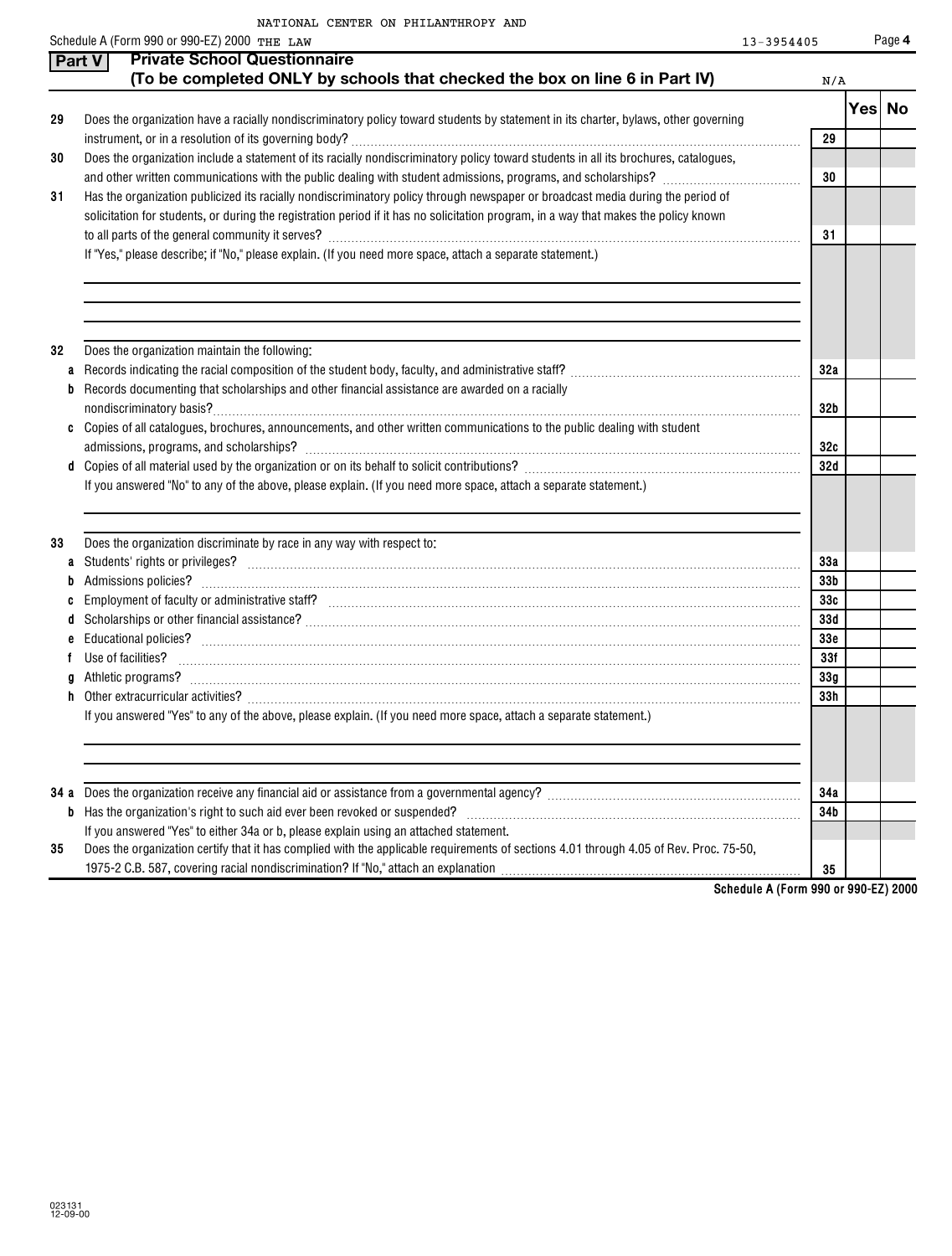NATIONAL CENTER ON PHILANTHROPY AND

Schedule A (Form 990 or 990-EZ) 2000 THE LAW 13-3954405

## Part V Private School Questionnaire
### (To be completed ONLY by schools that checked the box on line 6 in Part IV)

N/A

| | | | Yes | No |
|---|---|---|---|---|
| 29 | Does the organization have a racially nondiscriminatory policy toward students by statement in its charter, bylaws, other governing instrument, or in a resolution of its governing body? | 29 | | |
| 30 | Does the organization include a statement of its racially nondiscriminatory policy toward students in all its brochures, catalogues, and other written communications with the public dealing with student admissions, programs, and scholarships? | 30 | | |
| 31 | Has the organization publicized its racially nondiscriminatory policy through newspaper or broadcast media during the period of solicitation for students, or during the registration period if it has no solicitation program, in a way that makes the policy known to all parts of the general community it serves? | 31 | | |
| | If "Yes," please describe; if "No," please explain. (If you need more space, attach a separate statement.) | | | |
| 32 | Does the organization maintain the following: | | | |
| a | Records indicating the racial composition of the student body, faculty, and administrative staff? | 32a | | |
| b | Records documenting that scholarships and other financial assistance are awarded on a racially nondiscriminatory basis? | 32b | | |
| c | Copies of all catalogues, brochures, announcements, and other written communications to the public dealing with student admissions, programs, and scholarships? | 32c | | |
| d | Copies of all material used by the organization or on its behalf to solicit contributions? | 32d | | |
| | If you answered "No" to any of the above, please explain. (If you need more space, attach a separate statement.) | | | |
| 33 | Does the organization discriminate by race in any way with respect to: | | | |
| a | Students' rights or privileges? | 33a | | |
| b | Admissions policies? | 33b | | |
| c | Employment of faculty or administrative staff? | 33c | | |
| d | Scholarships or other financial assistance? | 33d | | |
| e | Educational policies? | 33e | | |
| f | Use of facilities? | 33f | | |
| g | Athletic programs? | 33g | | |
| h | Other extracurricular activities? | 33h | | |
| | If you answered "Yes" to any of the above, please explain. (If you need more space, attach a separate statement.) | | | |
| 34 a | Does the organization receive any financial aid or assistance from a governmental agency? | 34a | | |
| b | Has the organization's right to such aid ever been revoked or suspended? | 34b | | |
| | If you answered "Yes" to either 34a or b, please explain using an attached statement. | | | |
| 35 | Does the organization certify that it has complied with the applicable requirements of sections 4.01 through 4.05 of Rev. Proc. 75-50, 1975-2 C.B. 587, covering racial nondiscrimination? If "No," attach an explanation | 35 | | |

Schedule A (Form 990 or 990-EZ) 2000

023131 12-09-00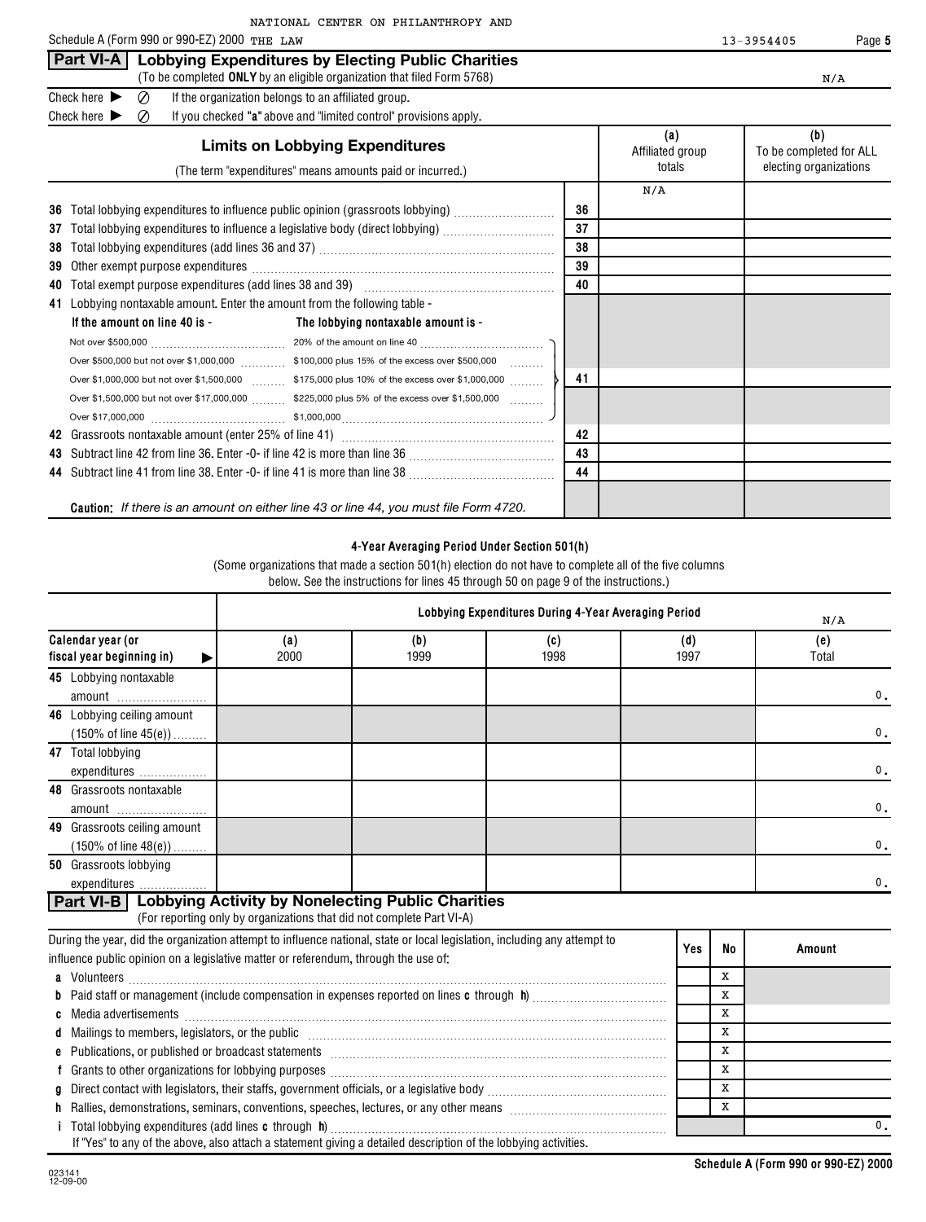NATIONAL CENTER ON PHILANTHROPY AND

Schedule A (Form 990 or 990-EZ) 2000 THE LAW 13-3954405 Page **5**

## Part VI-A Lobbying Expenditures by Electing Public Charities

(To be completed **ONLY** by an eligible organization that filed Form 5768) N/A

Check here ▶ ⊘ If the organization belongs to an affiliated group.

Check here ▶ ⊘ If you checked "**a**" above and "limited control" provisions apply.

| **Limits on Lobbying Expenditures** (The term "expenditures" means amounts paid or incurred.) | | (a) Affiliated group totals | (b) To be completed for ALL electing organizations |
|---|---|---|---|
| | | N/A | |
| **36** Total lobbying expenditures to influence public opinion (grassroots lobbying) | 36 | | |
| **37** Total lobbying expenditures to influence a legislative body (direct lobbying) | 37 | | |
| **38** Total lobbying expenditures (add lines 36 and 37) | 38 | | |
| **39** Other exempt purpose expenditures | 39 | | |
| **40** Total exempt purpose expenditures (add lines 38 and 39) | 40 | | |
| **41** Lobbying nontaxable amount. Enter the amount from the following table - | 41 | | |
| **If the amount on line 40 is -** / **The lobbying nontaxable amount is -** | | | |
| Not over $500,000 — 20% of the amount on line 40 | | | |
| Over $500,000 but not over $1,000,000 — $100,000 plus 15% of the excess over $500,000 | | | |
| Over $1,000,000 but not over $1,500,000 — $175,000 plus 10% of the excess over $1,000,000 | | | |
| Over $1,500,000 but not over $17,000,000 — $225,000 plus 5% of the excess over $1,500,000 | | | |
| Over $17,000,000 — $1,000,000 | | | |
| **42** Grassroots nontaxable amount (enter 25% of line 41) | 42 | | |
| **43** Subtract line 42 from line 36. Enter -0- if line 42 is more than line 36 | 43 | | |
| **44** Subtract line 41 from line 38. Enter -0- if line 41 is more than line 38 | 44 | | |

**Caution:** *If there is an amount on either line 43 or line 44, you must file Form 4720.*

### 4-Year Averaging Period Under Section 501(h)

(Some organizations that made a section 501(h) election do not have to complete all of the five columns below. See the instructions for lines 45 through 50 on page 9 of the instructions.)

| | Lobbying Expenditures During 4-Year Averaging Period | | | | N/A |
|---|---|---|---|---|---|
| **Calendar year (or fiscal year beginning in)** ▶ | (a) 2000 | (b) 1999 | (c) 1998 | (d) 1997 | (e) Total |
| **45** Lobbying nontaxable amount | | | | | 0. |
| **46** Lobbying ceiling amount (150% of line 45(e)) | | | | | 0. |
| **47** Total lobbying expenditures | | | | | 0. |
| **48** Grassroots nontaxable amount | | | | | 0. |
| **49** Grassroots ceiling amount (150% of line 48(e)) | | | | | 0. |
| **50** Grassroots lobbying expenditures | | | | | 0. |

## Part VI-B Lobbying Activity by Nonelecting Public Charities

(For reporting only by organizations that did not complete Part VI-A)

| During the year, did the organization attempt to influence national, state or local legislation, including any attempt to influence public opinion on a legislative matter or referendum, through the use of: | Yes | No | Amount |
|---|---|---|---|
| **a** Volunteers | | X | |
| **b** Paid staff or management (include compensation in expenses reported on lines **c** through **h**) | | X | |
| **c** Media advertisements | | X | |
| **d** Mailings to members, legislators, or the public | | X | |
| **e** Publications, or published or broadcast statements | | X | |
| **f** Grants to other organizations for lobbying purposes | | X | |
| **g** Direct contact with legislators, their staffs, government officials, or a legislative body | | X | |
| **h** Rallies, demonstrations, seminars, conventions, speeches, lectures, or any other means | | X | |
| **i** Total lobbying expenditures (add lines **c** through **h**) | | | 0. |

If "Yes" to any of the above, also attach a statement giving a detailed description of the lobbying activities.

**Schedule A (Form 990 or 990-EZ) 2000**

023141 12-09-00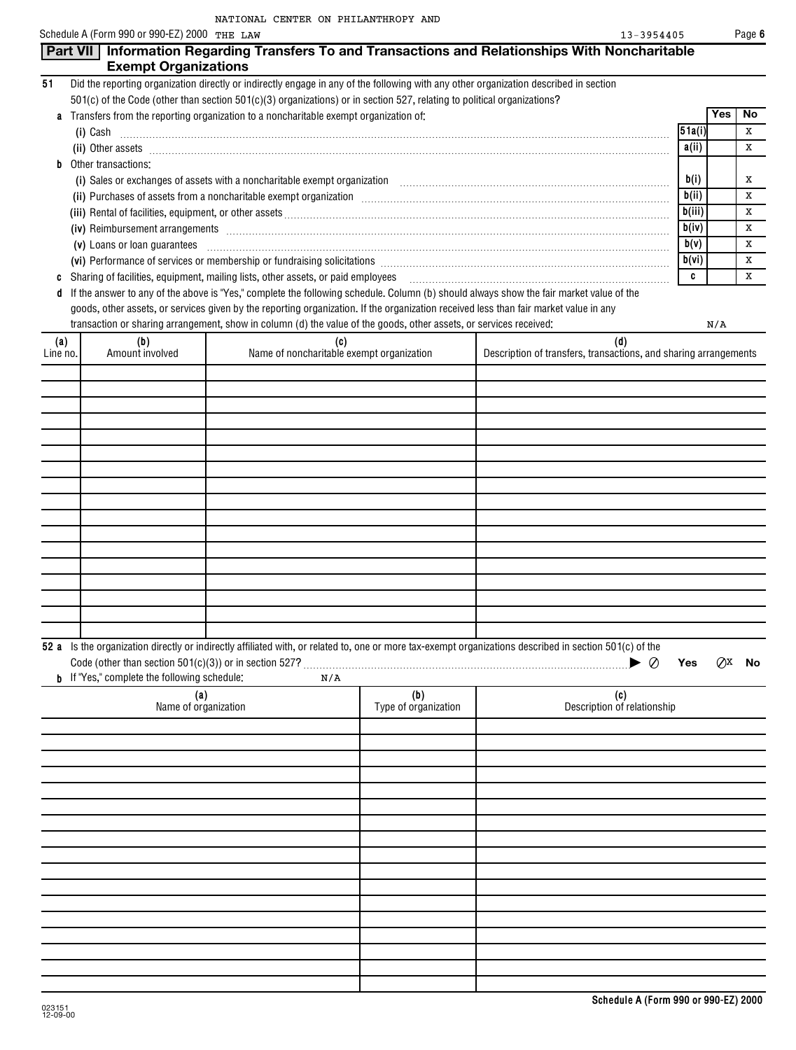NATIONAL CENTER ON PHILANTHROPY AND

Schedule A (Form 990 or 990-EZ) 2000 THE LAW 13-3954405

## Part VII Information Regarding Transfers To and Transactions and Relationships With Noncharitable Exempt Organizations

**51** Did the reporting organization directly or indirectly engage in any of the following with any other organization described in section 501(c) of the Code (other than section 501(c)(3) organizations) or in section 527, relating to political organizations?

| | | Yes | No |
|---|---|---|---|
| **a** Transfers from the reporting organization to a noncharitable exempt organization of: | | | |
| (i) Cash | 51a(i) | | X |
| (ii) Other assets | a(ii) | | X |
| **b** Other transactions: | | | |
| (i) Sales or exchanges of assets with a noncharitable exempt organization | b(i) | | X |
| (ii) Purchases of assets from a noncharitable exempt organization | b(ii) | | X |
| (iii) Rental of facilities, equipment, or other assets | b(iii) | | X |
| (iv) Reimbursement arrangements | b(iv) | | X |
| (v) Loans or loan guarantees | b(v) | | X |
| (vi) Performance of services or membership or fundraising solicitations | b(vi) | | X |
| **c** Sharing of facilities, equipment, mailing lists, other assets, or paid employees | c | | X |

**d** If the answer to any of the above is "Yes," complete the following schedule. Column (b) should always show the fair market value of the goods, other assets, or services given by the reporting organization. If the organization received less than fair market value in any transaction or sharing arrangement, show in column (d) the value of the goods, other assets, or services received: N/A

| (a) Line no. | (b) Amount involved | (c) Name of noncharitable exempt organization | (d) Description of transfers, transactions, and sharing arrangements |
|---|---|---|---|
| | | | |

**52 a** Is the organization directly or indirectly affiliated with, or related to, one or more tax-exempt organizations described in section 501(c) of the Code (other than section 501(c)(3)) or in section 527? ▶ ☐ Yes ☒ No

**b** If "Yes," complete the following schedule: N/A

| (a) Name of organization | (b) Type of organization | (c) Description of relationship |
|---|---|---|
| | | |

023151
12-09-00

Schedule A (Form 990 or 990-EZ) 2000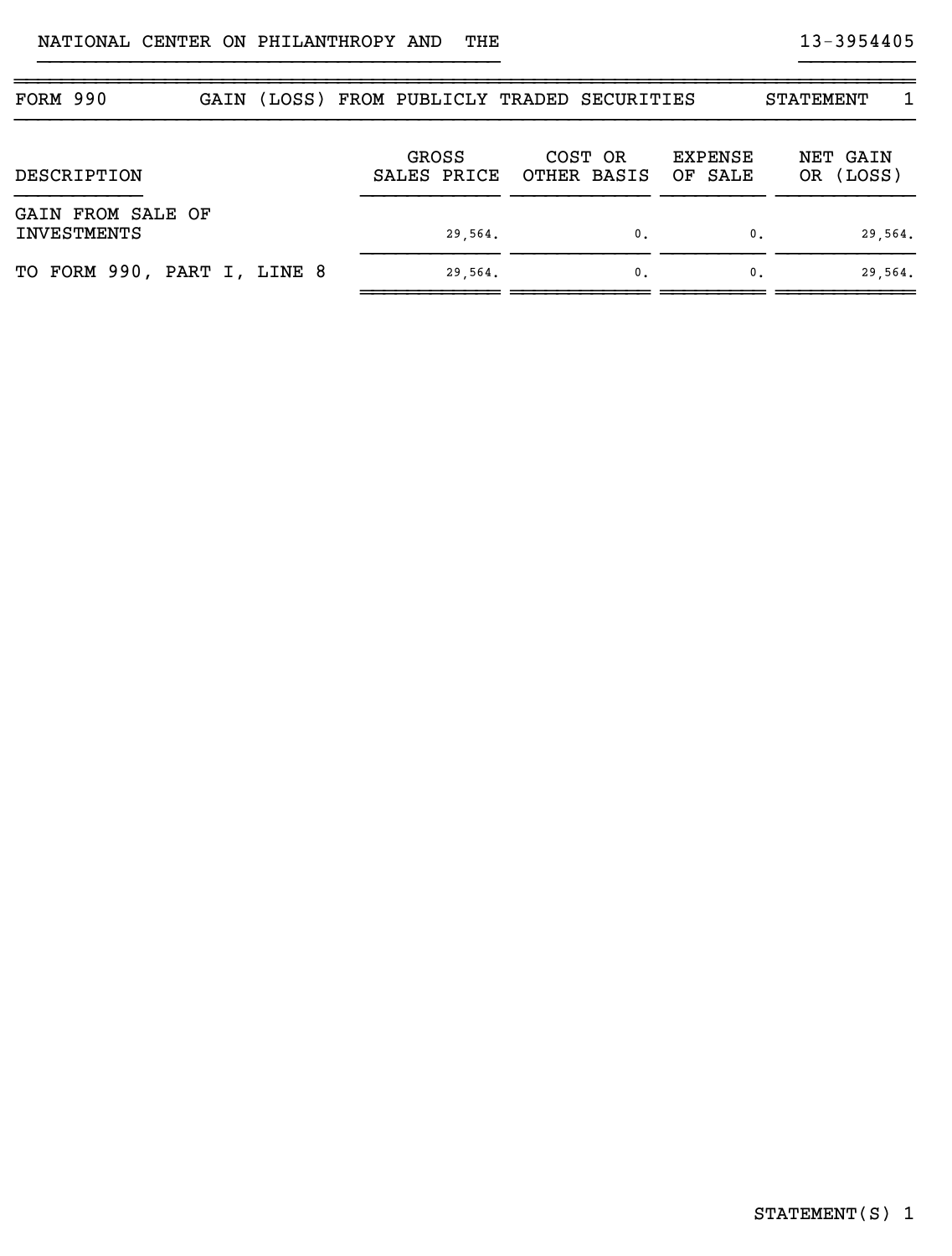NATIONAL CENTER ON PHILANTHROPY AND THE 13-3954405

## FORM 990 GAIN (LOSS) FROM PUBLICLY TRADED SECURITIES STATEMENT 1

| DESCRIPTION | GROSS SALES PRICE | COST OR OTHER BASIS | EXPENSE OF SALE | NET GAIN OR (LOSS) |
|---|---|---|---|---|
| GAIN FROM SALE OF INVESTMENTS | 29,564. | 0. | 0. | 29,564. |
| TO FORM 990, PART I, LINE 8 | 29,564. | 0. | 0. | 29,564. |

STATEMENT(S) 1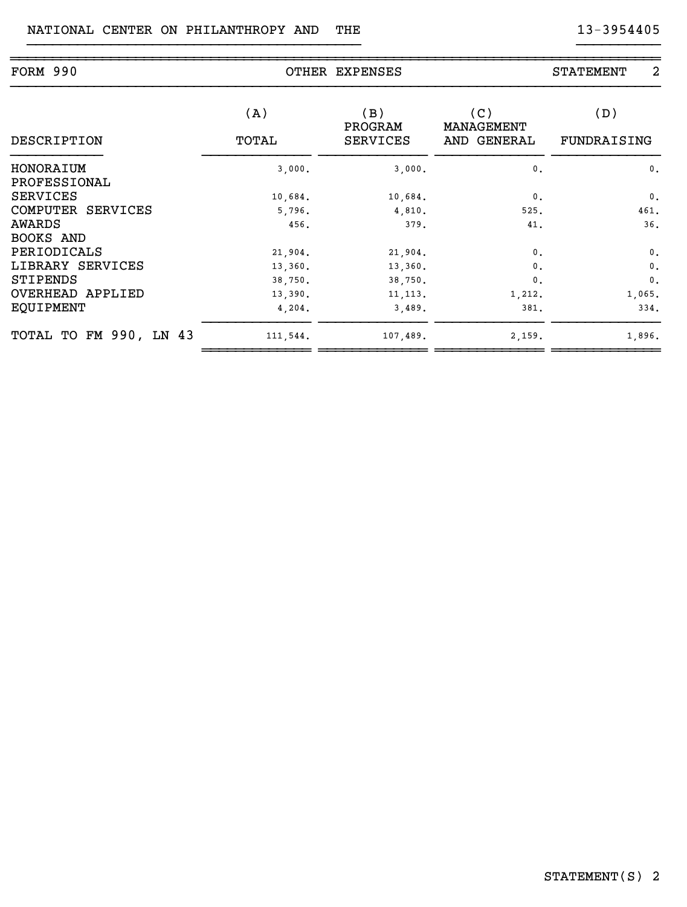NATIONAL CENTER ON PHILANTHROPY AND THE 13-3954405

| FORM 990 | OTHER EXPENSES | | STATEMENT 2 | |
|---|---|---|---|---|
| DESCRIPTION | (A) TOTAL | (B) PROGRAM SERVICES | (C) MANAGEMENT AND GENERAL | (D) FUNDRAISING |
| HONORAIUM | 3,000. | 3,000. | 0. | 0. |
| PROFESSIONAL SERVICES | 10,684. | 10,684. | 0. | 0. |
| COMPUTER SERVICES | 5,796. | 4,810. | 525. | 461. |
| AWARDS | 456. | 379. | 41. | 36. |
| BOOKS AND PERIODICALS | 21,904. | 21,904. | 0. | 0. |
| LIBRARY SERVICES | 13,360. | 13,360. | 0. | 0. |
| STIPENDS | 38,750. | 38,750. | 0. | 0. |
| OVERHEAD APPLIED | 13,390. | 11,113. | 1,212. | 1,065. |
| EQUIPMENT | 4,204. | 3,489. | 381. | 334. |
| TOTAL TO FM 990, LN 43 | 111,544. | 107,489. | 2,159. | 1,896. |

STATEMENT(S) 2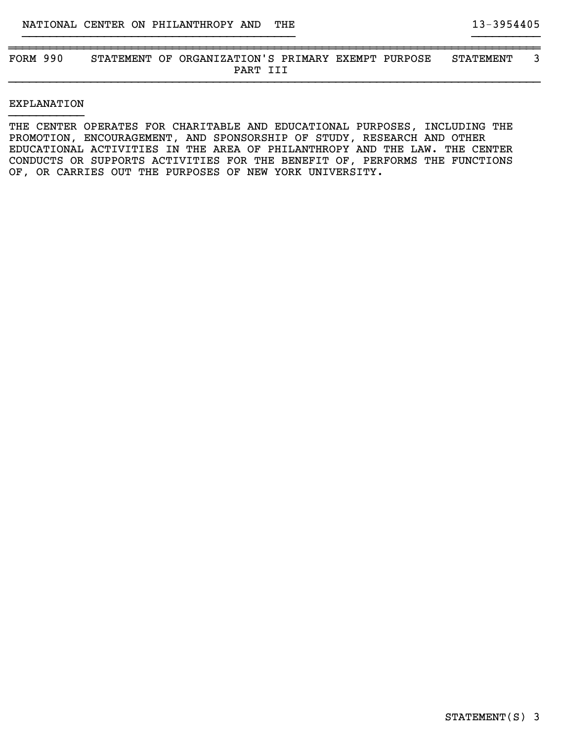## FORM 990 STATEMENT OF ORGANIZATION'S PRIMARY EXEMPT PURPOSE PART III — STATEMENT 3

### EXPLANATION

THE CENTER OPERATES FOR CHARITABLE AND EDUCATIONAL PURPOSES, INCLUDING THE PROMOTION, ENCOURAGEMENT, AND SPONSORSHIP OF STUDY, RESEARCH AND OTHER EDUCATIONAL ACTIVITIES IN THE AREA OF PHILANTHROPY AND THE LAW. THE CENTER CONDUCTS OR SUPPORTS ACTIVITIES FOR THE BENEFIT OF, PERFORMS THE FUNCTIONS OF, OR CARRIES OUT THE PURPOSES OF NEW YORK UNIVERSITY.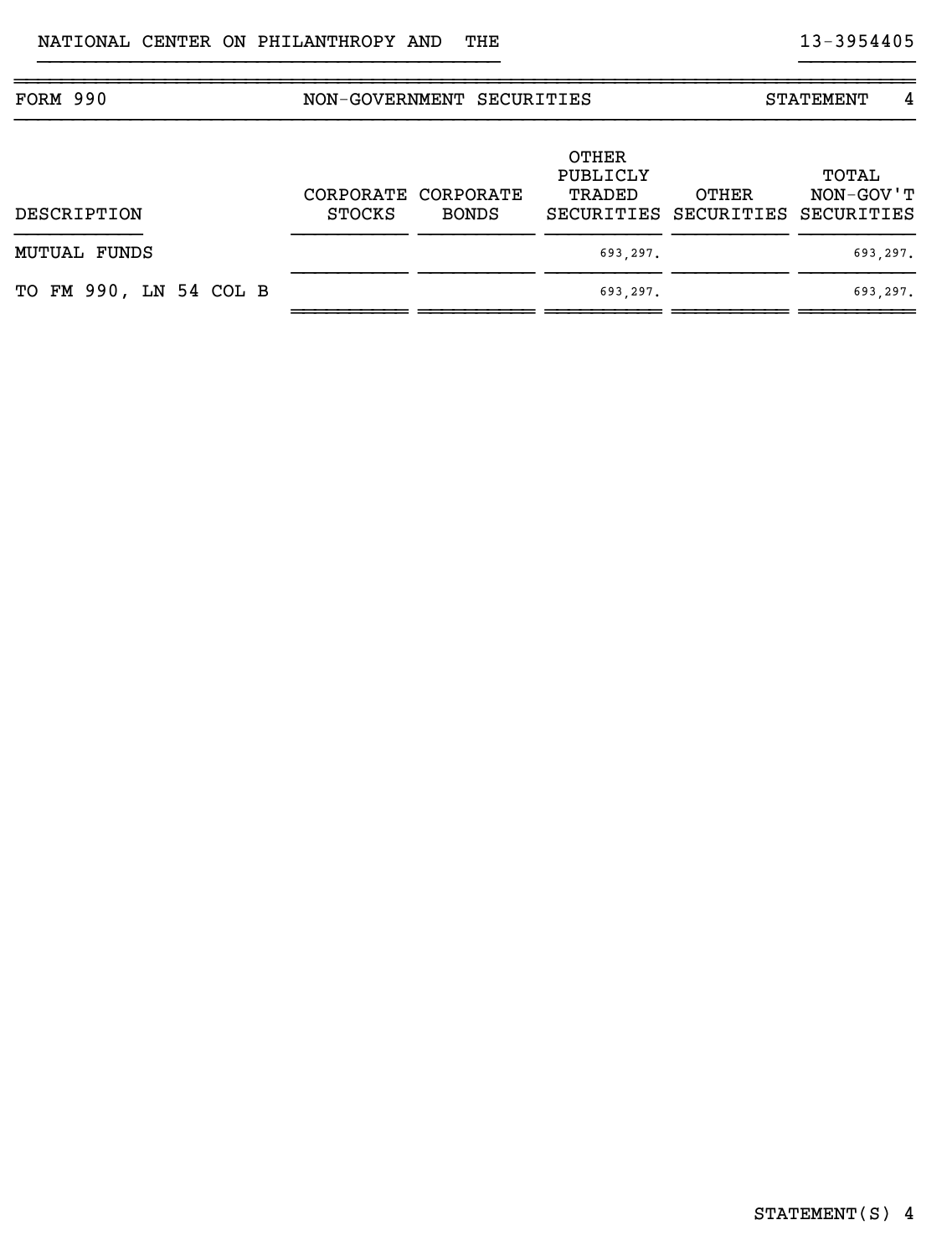NATIONAL CENTER ON PHILANTHROPY AND THE 13-3954405

## FORM 990 NON-GOVERNMENT SECURITIES STATEMENT 4

| DESCRIPTION | CORPORATE STOCKS | CORPORATE BONDS | OTHER PUBLICLY TRADED SECURITIES | OTHER SECURITIES | TOTAL NON-GOV'T SECURITIES |
|---|---|---|---|---|---|
| MUTUAL FUNDS | | | 693,297. | | 693,297. |
| TO FM 990, LN 54 COL B | | | 693,297. | | 693,297. |

STATEMENT(S) 4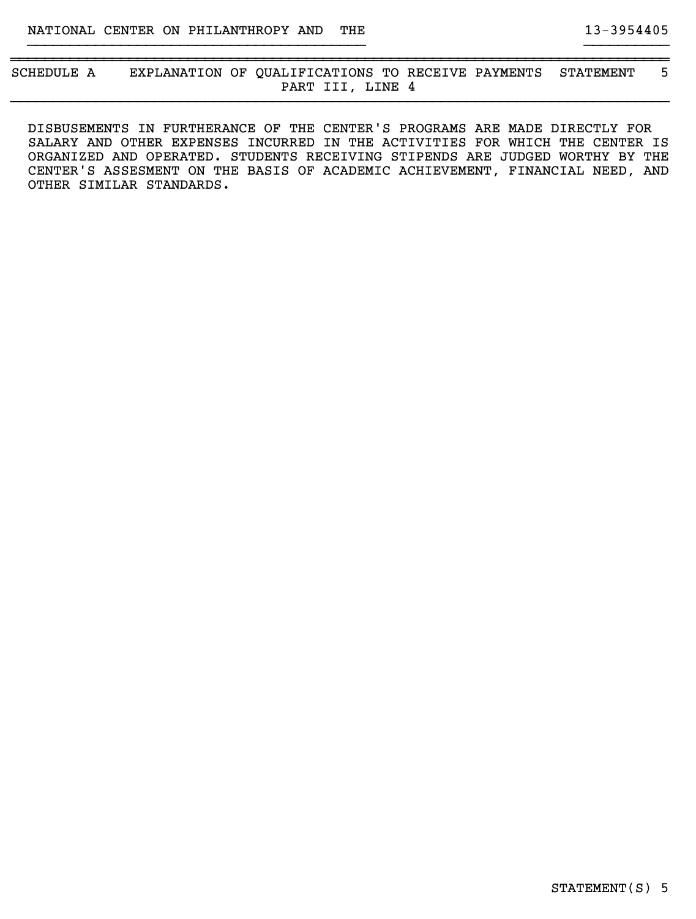SCHEDULE A    EXPLANATION OF QUALIFICATIONS TO RECEIVE PAYMENTS    STATEMENT 5
PART III, LINE 4

DISBUSEMENTS IN FURTHERANCE OF THE CENTER'S PROGRAMS ARE MADE DIRECTLY FOR SALARY AND OTHER EXPENSES INCURRED IN THE ACTIVITIES FOR WHICH THE CENTER IS ORGANIZED AND OPERATED. STUDENTS RECEIVING STIPENDS ARE JUDGED WORTHY BY THE CENTER'S ASSESMENT ON THE BASIS OF ACADEMIC ACHIEVEMENT, FINANCIAL NEED, AND OTHER SIMILAR STANDARDS.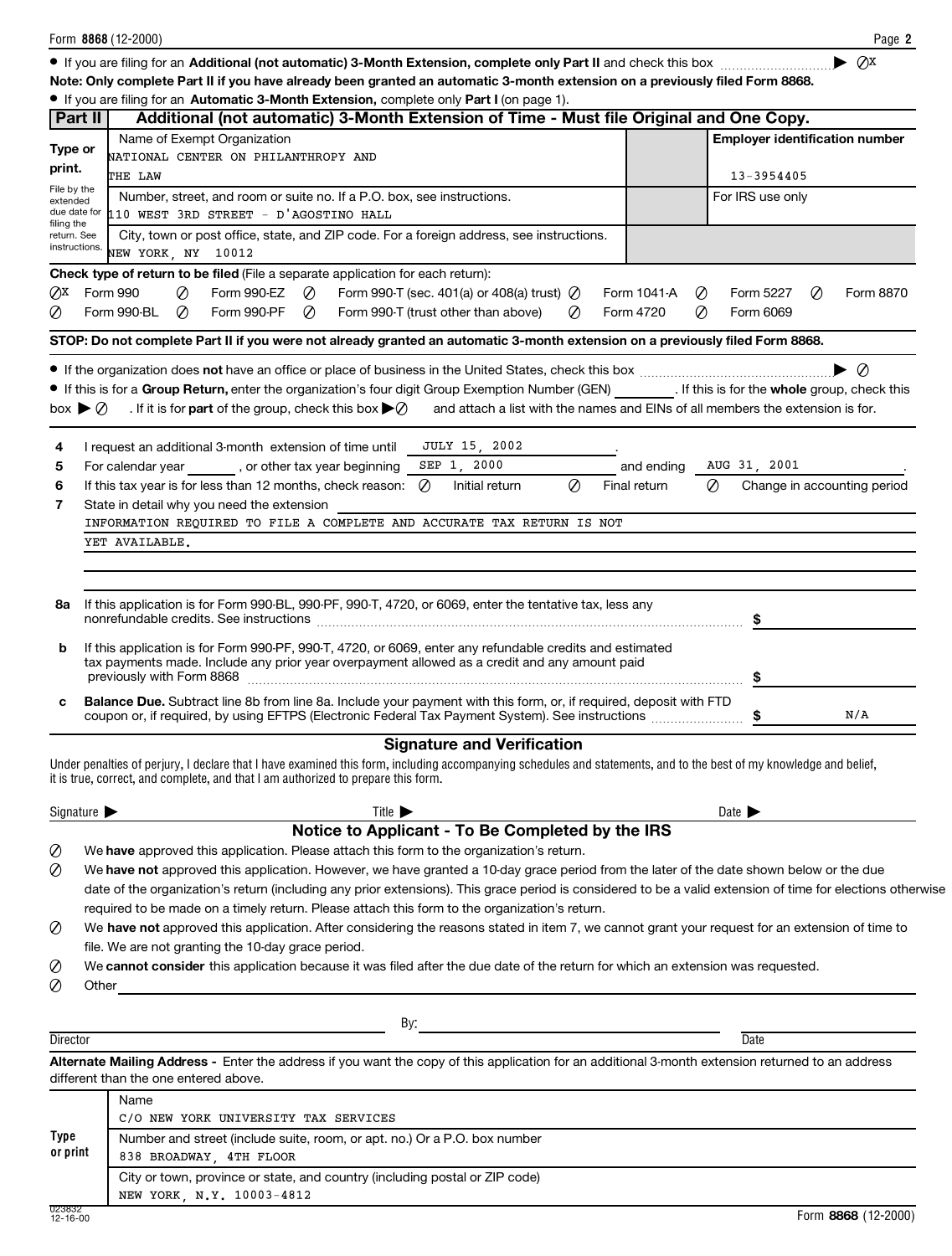Form **8868** (12-2000)

- If you are filing for an **Additional (not automatic) 3-Month Extension, complete only Part II** and check this box ▶ ☒

**Note: Only complete Part II if you have already been granted an automatic 3-month extension on a previously filed Form 8868.**

- If you are filing for an **Automatic 3-Month Extension,** complete only **Part I** (on page 1).

## Part II — Additional (not automatic) 3-Month Extension of Time - Must file Original and One Copy.

**Type or print.** File by the extended due date for filing the return. See instructions.

| | | |
|---|---|---|
| Name of Exempt Organization<br>NATIONAL CENTER ON PHILANTHROPY AND<br>THE LAW | | **Employer identification number**<br>13-3954405 |
| Number, street, and room or suite no. If a P.O. box, see instructions.<br>110 WEST 3RD STREET - D'AGOSTINO HALL | | For IRS use only |
| City, town or post office, state, and ZIP code. For a foreign address, see instructions.<br>NEW YORK, NY 10012 | | |

**Check type of return to be filed** (File a separate application for each return):

☒ Form 990 ☐ Form 990-EZ ☐ Form 990-T (sec. 401(a) or 408(a) trust) ☐ Form 1041-A ☐ Form 5227 ☐ Form 8870
☐ Form 990-BL ☐ Form 990-PF ☐ Form 990-T (trust other than above) ☐ Form 4720 ☐ Form 6069

**STOP: Do not complete Part II if you were not already granted an automatic 3-month extension on a previously filed Form 8868.**

- If the organization does **not** have an office or place of business in the United States, check this box ▶ ☐
- If this is for a **Group Return,** enter the organization's four digit Group Exemption Number (GEN) ________. If this is for the **whole** group, check this box ▶ ☐ . If it is for **part** of the group, check this box ▶ ☐ and attach a list with the names and EINs of all members the extension is for.

**4** I request an additional 3-month extension of time until JULY 15, 2002.

**5** For calendar year ______, or other tax year beginning SEP 1, 2000 and ending AUG 31, 2001.

**6** If this tax year is for less than 12 months, check reason: ☐ Initial return ☐ Final return ☐ Change in accounting period

**7** State in detail why you need the extension
INFORMATION REQUIRED TO FILE A COMPLETE AND ACCURATE TAX RETURN IS NOT YET AVAILABLE.

**8a** If this application is for Form 990-BL, 990-PF, 990-T, 4720, or 6069, enter the tentative tax, less any nonrefundable credits. See instructions ..... $

**b** If this application is for Form 990-PF, 990-T, 4720, or 6069, enter any refundable credits and estimated tax payments made. Include any prior year overpayment allowed as a credit and any amount paid previously with Form 8868 ..... $

**c** **Balance Due.** Subtract line 8b from line 8a. Include your payment with this form, or, if required, deposit with FTD coupon or, if required, by using EFTPS (Electronic Federal Tax Payment System). See instructions ..... $ N/A

## Signature and Verification

Under penalties of perjury, I declare that I have examined this form, including accompanying schedules and statements, and to the best of my knowledge and belief, it is true, correct, and complete, and that I am authorized to prepare this form.

Signature ▶ Title ▶ Date ▶

## Notice to Applicant - To Be Completed by the IRS

☐ We **have** approved this application. Please attach this form to the organization's return.

☐ We **have not** approved this application. However, we have granted a 10-day grace period from the later of the date shown below or the due date of the organization's return (including any prior extensions). This grace period is considered to be a valid extension of time for elections otherwise required to be made on a timely return. Please attach this form to the organization's return.

☐ We **have not** approved this application. After considering the reasons stated in item 7, we cannot grant your request for an extension of time to file. We are not granting the 10-day grace period.

☐ We **cannot consider** this application because it was filed after the due date of the return for which an extension was requested.

☐ Other

By:

Director Date

**Alternate Mailing Address -** Enter the address if you want the copy of this application for an additional 3-month extension returned to an address different than the one entered above.

**Type or print**

| |
|---|
| Name<br>C/O NEW YORK UNIVERSITY TAX SERVICES |
| Number and street (include suite, room, or apt. no.) Or a P.O. box number<br>838 BROADWAY, 4TH FLOOR |
| City or town, province or state, and country (including postal or ZIP code)<br>NEW YORK, N.Y. 10003-4812 |

023832 12-16-00

Form **8868** (12-2000)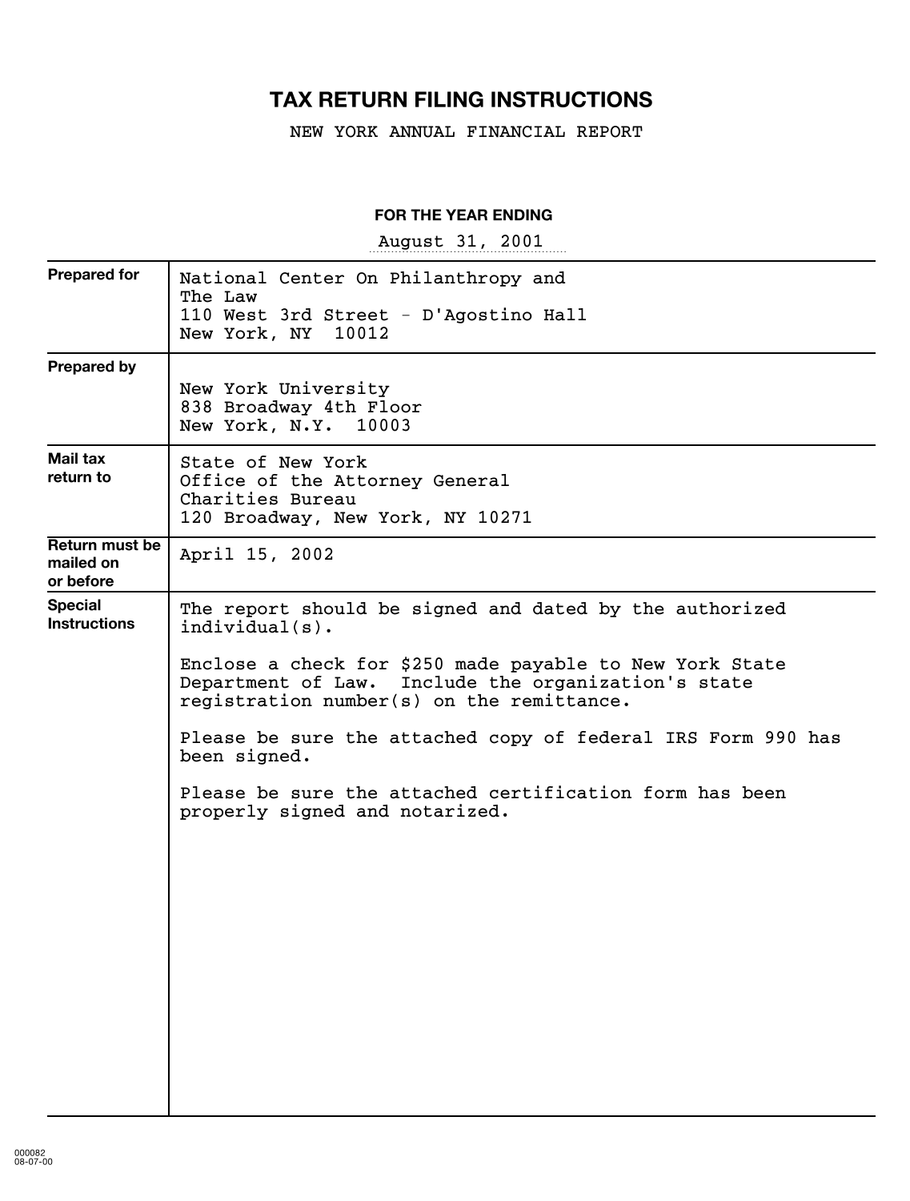# TAX RETURN FILING INSTRUCTIONS

NEW YORK ANNUAL FINANCIAL REPORT

**FOR THE YEAR ENDING**

August 31, 2001

| | |
|---|---|
| **Prepared for** | National Center On Philanthropy and<br>The Law<br>110 West 3rd Street - D'Agostino Hall<br>New York, NY 10012 |
| **Prepared by** | New York University<br>838 Broadway 4th Floor<br>New York, N.Y. 10003 |
| **Mail tax return to** | State of New York<br>Office of the Attorney General<br>Charities Bureau<br>120 Broadway, New York, NY 10271 |
| **Return must be mailed on or before** | April 15, 2002 |
| **Special Instructions** | The report should be signed and dated by the authorized individual(s).<br><br>Enclose a check for $250 made payable to New York State Department of Law. Include the organization's state registration number(s) on the remittance.<br><br>Please be sure the attached copy of federal IRS Form 990 has been signed.<br><br>Please be sure the attached certification form has been properly signed and notarized. |

000082
08-07-00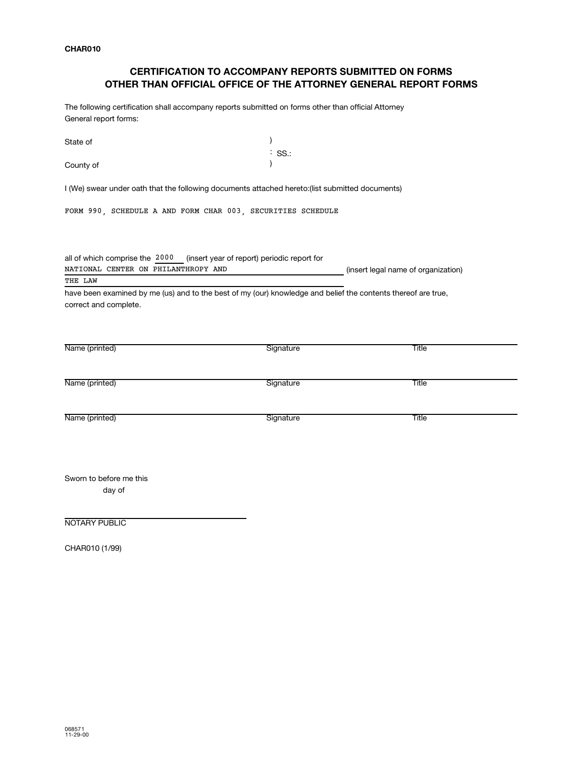CHAR010

## CERTIFICATION TO ACCOMPANY REPORTS SUBMITTED ON FORMS OTHER THAN OFFICIAL OFFICE OF THE ATTORNEY GENERAL REPORT FORMS

The following certification shall accompany reports submitted on forms other than official Attorney General report forms:

State of )
: SS.:
County of )

I (We) swear under oath that the following documents attached hereto:(list submitted documents)

FORM 990, SCHEDULE A AND FORM CHAR 003, SECURITIES SCHEDULE

all of which comprise the 2000 (insert year of report) periodic report for
NATIONAL CENTER ON PHILANTHROPY AND THE LAW (insert legal name of organization)
have been examined by me (us) and to the best of my (our) knowledge and belief the contents thereof are true, correct and complete.

| Name (printed) | Signature | Title |
|---|---|---|
| Name (printed) | Signature | Title |
| Name (printed) | Signature | Title |

Sworn to before me this
day of

NOTARY PUBLIC

CHAR010 (1/99)

068571
11-29-00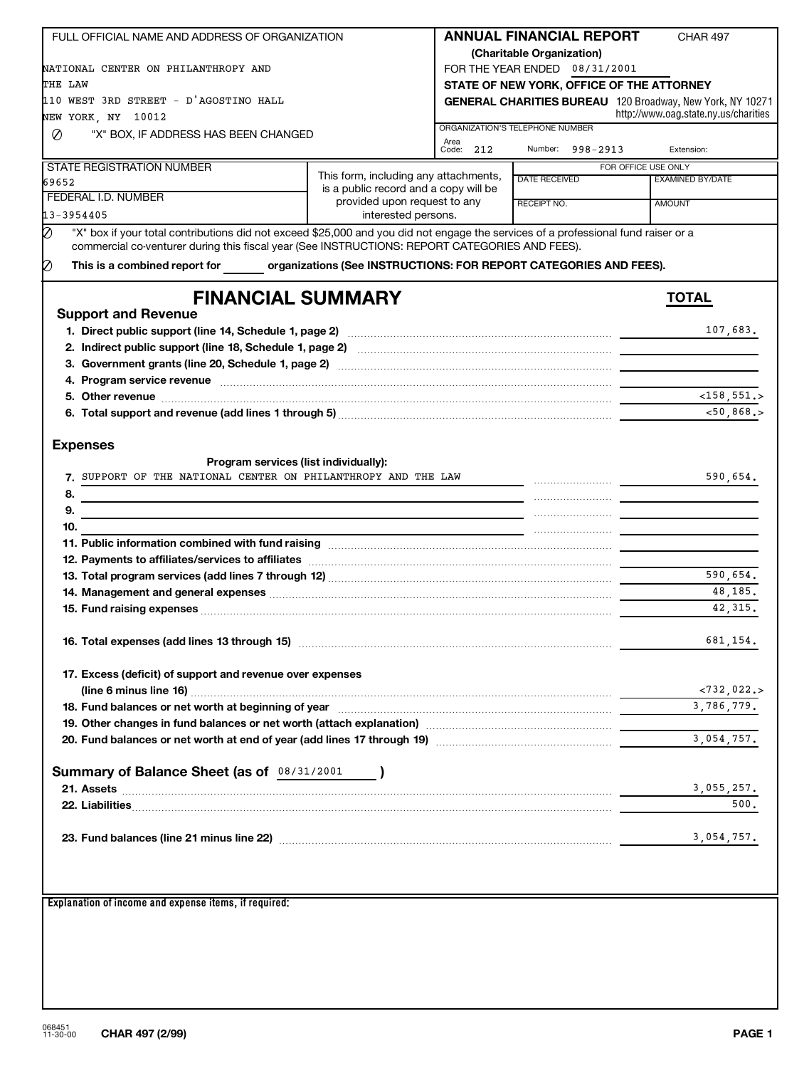FULL OFFICIAL NAME AND ADDRESS OF ORGANIZATION

NATIONAL CENTER ON PHILANTHROPY AND THE LAW
110 WEST 3RD STREET - D'AGOSTINO HALL
NEW YORK, NY 10012

∅ "X" BOX, IF ADDRESS HAS BEEN CHANGED

**ANNUAL FINANCIAL REPORT** CHAR 497
**(Charitable Organization)**
FOR THE YEAR ENDED 08/31/2001
**STATE OF NEW YORK, OFFICE OF THE ATTORNEY**
**GENERAL CHARITIES BUREAU** 120 Broadway, New York, NY 10271
http://www.oag.state.ny.us/charities

ORGANIZATION'S TELEPHONE NUMBER
Area Code: 212 Number: 998-2913 Extension:

STATE REGISTRATION NUMBER
69652
FEDERAL I.D. NUMBER
13-3954405

This form, including any attachments, is a public record and a copy will be provided upon request to any interested persons.

| FOR OFFICE USE ONLY | |
|---|---|
| DATE RECEIVED | EXAMINED BY/DATE |
| RECEIPT NO. | AMOUNT |

∅ "X" box if your total contributions did not exceed $25,000 and you did not engage the services of a professional fund raiser or a commercial co-venturer during this fiscal year (See INSTRUCTIONS: REPORT CATEGORIES AND FEES).

∅ **This is a combined report for ______ organizations (See INSTRUCTIONS: FOR REPORT CATEGORIES AND FEES).**

# FINANCIAL SUMMARY

## Support and Revenue

| | **TOTAL** |
|---|---|
| **1. Direct public support (line 14, Schedule 1, page 2)** | 107,683. |
| **2. Indirect public support (line 18, Schedule 1, page 2)** | |
| **3. Government grants (line 20, Schedule 1, page 2)** | |
| **4. Program service revenue** | |
| **5. Other revenue** | <158,551.> |
| **6. Total support and revenue (add lines 1 through 5)** | <50,868.> |

## Expenses

**Program services (list individually):**

| | |
|---|---|
| 7. SUPPORT OF THE NATIONAL CENTER ON PHILANTHROPY AND THE LAW | 590,654. |
| 8. | |
| 9. | |
| 10. | |
| **11. Public information combined with fund raising** | |
| **12. Payments to affiliates/services to affiliates** | |
| **13. Total program services (add lines 7 through 12)** | 590,654. |
| **14. Management and general expenses** | 48,185. |
| **15. Fund raising expenses** | 42,315. |
| **16. Total expenses (add lines 13 through 15)** | 681,154. |
| **17. Excess (deficit) of support and revenue over expenses (line 6 minus line 16)** | <732,022.> |
| **18. Fund balances or net worth at beginning of year** | 3,786,779. |
| **19. Other changes in fund balances or net worth (attach explanation)** | |
| **20. Fund balances or net worth at end of year (add lines 17 through 19)** | 3,054,757. |

## Summary of Balance Sheet (as of 08/31/2001)

| | |
|---|---|
| **21. Assets** | 3,055,257. |
| **22. Liabilities** | 500. |
| **23. Fund balances (line 21 minus line 22)** | 3,054,757. |

**Explanation of income and expense items, if required:**

068451
11-30-00 **CHAR 497 (2/99)**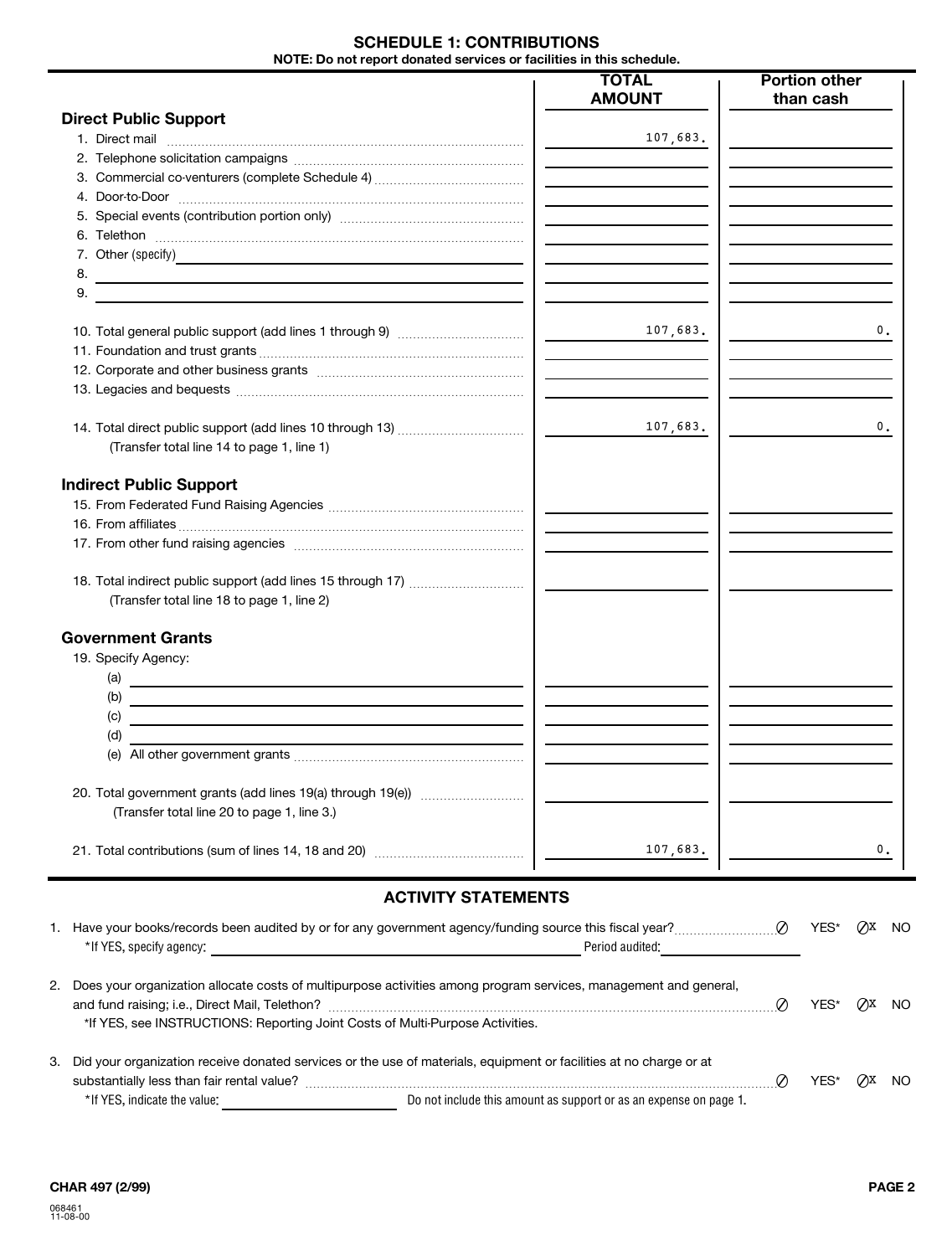## SCHEDULE 1: CONTRIBUTIONS

**NOTE: Do not report donated services or facilities in this schedule.**

| | TOTAL AMOUNT | Portion other than cash |
|---|---|---|
| **Direct Public Support** | | |
| 1. Direct mail | 107,683. | |
| 2. Telephone solicitation campaigns | | |
| 3. Commercial co-venturers (complete Schedule 4) | | |
| 4. Door-to-Door | | |
| 5. Special events (contribution portion only) | | |
| 6. Telethon | | |
| 7. Other (specify) | | |
| 8. | | |
| 9. | | |
| 10. Total general public support (add lines 1 through 9) | 107,683. | 0. |
| 11. Foundation and trust grants | | |
| 12. Corporate and other business grants | | |
| 13. Legacies and bequests | | |
| 14. Total direct public support (add lines 10 through 13) (Transfer total line 14 to page 1, line 1) | 107,683. | 0. |
| **Indirect Public Support** | | |
| 15. From Federated Fund Raising Agencies | | |
| 16. From affiliates | | |
| 17. From other fund raising agencies | | |
| 18. Total indirect public support (add lines 15 through 17) (Transfer total line 18 to page 1, line 2) | | |
| **Government Grants** | | |
| 19. Specify Agency: | | |
| (a) | | |
| (b) | | |
| (c) | | |
| (d) | | |
| (e) All other government grants | | |
| 20. Total government grants (add lines 19(a) through 19(e)) (Transfer total line 20 to page 1, line 3.) | | |
| 21. Total contributions (sum of lines 14, 18 and 20) | 107,683. | 0. |

## ACTIVITY STATEMENTS

1. Have your books/records been audited by or for any government agency/funding source this fiscal year? ⊘ YES* ⊘X NO
   *If YES, specify agency: ______ Period audited: ______

2. Does your organization allocate costs of multipurpose activities among program services, management and general, and fund raising; i.e., Direct Mail, Telethon? ⊘ YES* ⊘X NO
   *If YES, see INSTRUCTIONS: Reporting Joint Costs of Multi-Purpose Activities.

3. Did your organization receive donated services or the use of materials, equipment or facilities at no charge or at substantially less than fair rental value? ⊘ YES* ⊘X NO
   *If YES, indicate the value: ______ Do not include this amount as support or as an expense on page 1.

CHAR 497 (2/99)

068461
11-08-00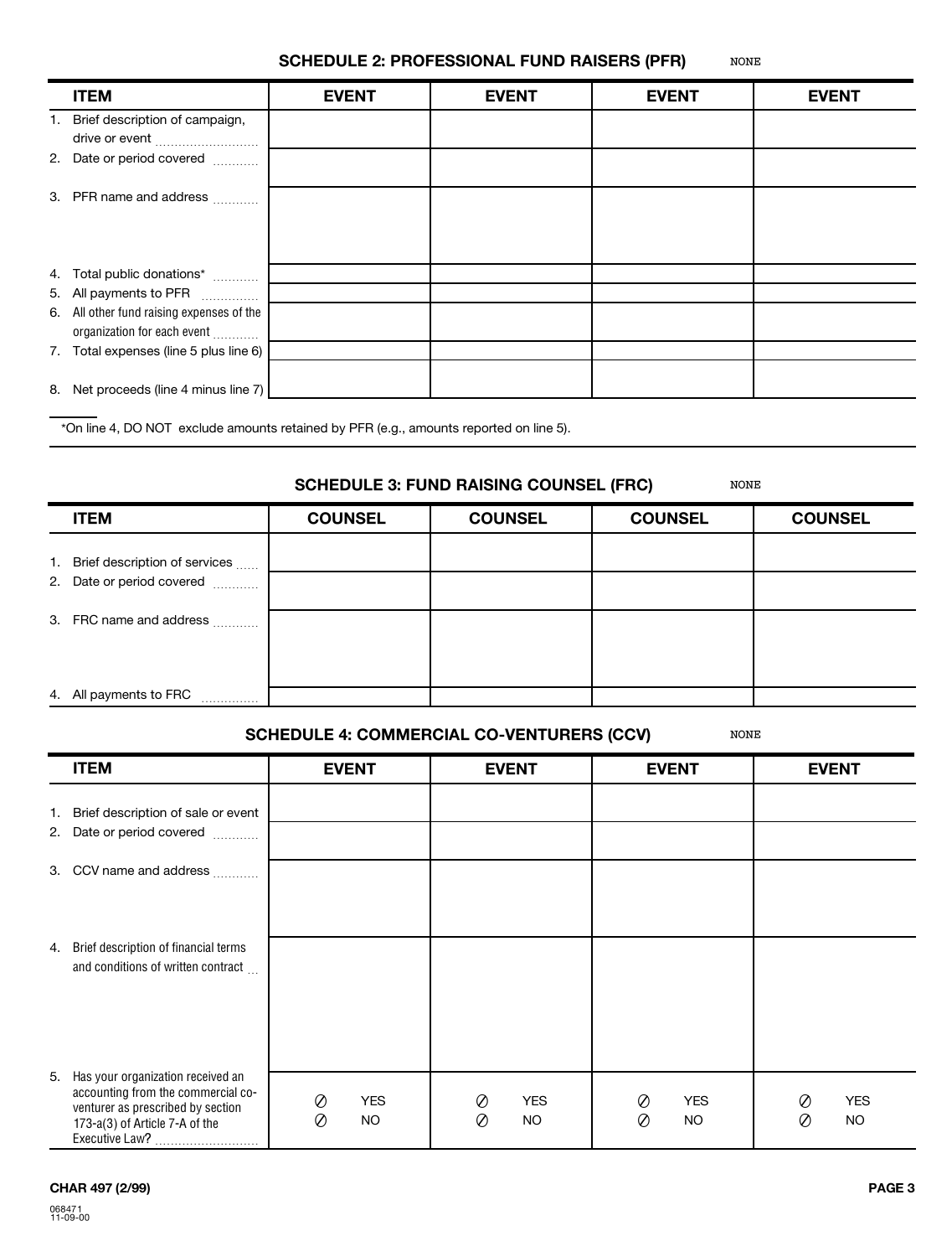## SCHEDULE 2: PROFESSIONAL FUND RAISERS (PFR)

NONE

| ITEM | EVENT | EVENT | EVENT | EVENT |
|---|---|---|---|---|
| 1. Brief description of campaign, drive or event | | | | |
| 2. Date or period covered | | | | |
| 3. PFR name and address | | | | |
| 4. Total public donations* | | | | |
| 5. All payments to PFR | | | | |
| 6. All other fund raising expenses of the organization for each event | | | | |
| 7. Total expenses (line 5 plus line 6) | | | | |
| 8. Net proceeds (line 4 minus line 7) | | | | |

*On line 4, DO NOT exclude amounts retained by PFR (e.g., amounts reported on line 5).

## SCHEDULE 3: FUND RAISING COUNSEL (FRC)

NONE

| ITEM | COUNSEL | COUNSEL | COUNSEL | COUNSEL |
|---|---|---|---|---|
| 1. Brief description of services | | | | |
| 2. Date or period covered | | | | |
| 3. FRC name and address | | | | |
| 4. All payments to FRC | | | | |

## SCHEDULE 4: COMMERCIAL CO-VENTURERS (CCV)

NONE

| ITEM | EVENT | EVENT | EVENT | EVENT |
|---|---|---|---|---|
| 1. Brief description of sale or event | | | | |
| 2. Date or period covered | | | | |
| 3. CCV name and address | | | | |
| 4. Brief description of financial terms and conditions of written contract | | | | |
| 5. Has your organization received an accounting from the commercial co-venturer as prescribed by section 173-a(3) of Article 7-A of the Executive Law? | ⊘ YES ⊘ NO | ⊘ YES ⊘ NO | ⊘ YES ⊘ NO | ⊘ YES ⊘ NO |

CHAR 497 (2/99)

068471
11-09-00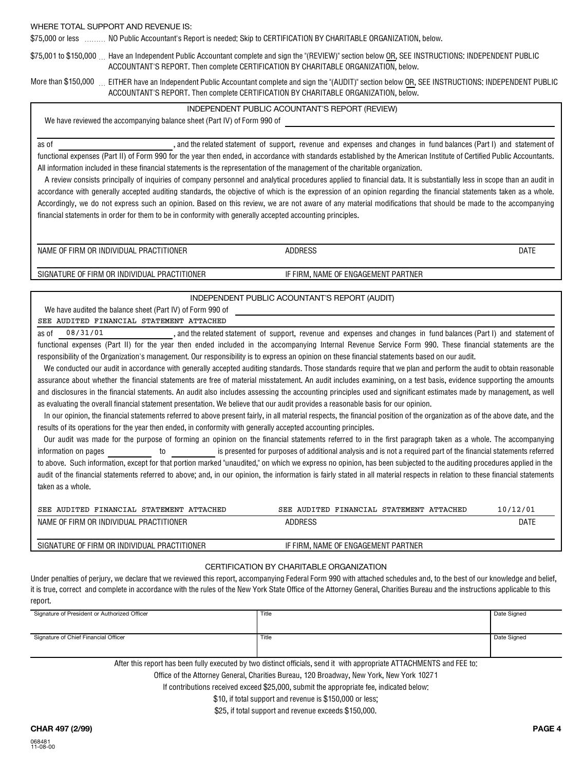WHERE TOTAL SUPPORT AND REVENUE IS:

$75,000 or less ........ NO Public Accountant's Report is needed: Skip to CERTIFICATION BY CHARITABLE ORGANIZATION, below.

$75,001 to $150,000 ... Have an Independent Public Accountant complete and sign the "(REVIEW)" section below OR, SEE INSTRUCTIONS: INDEPENDENT PUBLIC ACCOUNTANT'S REPORT. Then complete CERTIFICATION BY CHARITABLE ORGANIZATION, below.

More than $150,000 ... EITHER have an Independent Public Accountant complete and sign the "(AUDIT)" section below OR, SEE INSTRUCTIONS: INDEPENDENT PUBLIC ACCOUNTANT'S REPORT. Then complete CERTIFICATION BY CHARITABLE ORGANIZATION, below.

## INDEPENDENT PUBLIC ACOUNTANT'S REPORT (REVIEW)

We have reviewed the accompanying balance sheet (Part IV) of Form 990 of ______________________

as of ______________, and the related statement of support, revenue and expenses and changes in fund balances (Part I) and statement of functional expenses (Part II) of Form 990 for the year then ended, in accordance with standards established by the American Institute of Certified Public Accountants. All information included in these financial statements is the representation of the management of the charitable organization.

A review consists principally of inquiries of company personnel and analytical procedures applied to financial data. It is substantially less in scope than an audit in accordance with generally accepted auditing standards, the objective of which is the expression of an opinion regarding the financial statements taken as a whole. Accordingly, we do not express such an opinion. Based on this review, we are not aware of any material modifications that should be made to the accompanying financial statements in order for them to be in conformity with generally accepted accounting principles.

| NAME OF FIRM OR INDIVIDUAL PRACTITIONER | ADDRESS | DATE |
|---|---|---|
| SIGNATURE OF FIRM OR INDIVIDUAL PRACTITIONER | IF FIRM, NAME OF ENGAGEMENT PARTNER | |

## INDEPENDENT PUBLIC ACOUNTANT'S REPORT (AUDIT)

We have audited the balance sheet (Part IV) of Form 990 of
SEE AUDITED FINANCIAL STATEMENT ATTACHED

as of 08/31/01, and the related statement of support, revenue and expenses and changes in fund balances (Part I) and statement of functional expenses (Part II) for the year then ended included in the accompanying Internal Revenue Service Form 990. These financial statements are the responsibility of the Organization's management. Our responsibility is to express an opinion on these financial statements based on our audit.

We conducted our audit in accordance with generally accepted auditing standards. Those standards require that we plan and perform the audit to obtain reasonable assurance about whether the financial statements are free of material misstatement. An audit includes examining, on a test basis, evidence supporting the amounts and disclosures in the financial statements. An audit also includes assessing the accounting principles used and significant estimates made by management, as well as evaluating the overall financial statement presentation. We believe that our audit provides a reasonable basis for our opinion.

In our opinion, the financial statements referred to above present fairly, in all material respects, the financial position of the organization as of the above date, and the results of its operations for the year then ended, in conformity with generally accepted accounting principles.

Our audit was made for the purpose of forming an opinion on the financial statements referred to in the first paragraph taken as a whole. The accompanying information on pages ________ to ________ is presented for purposes of additional analysis and is not a required part of the financial statements referred to above. Such information, except for that portion marked "unaudited," on which we express no opinion, has been subjected to the auditing procedures applied in the audit of the financial statements referred to above; and, in our opinion, the information is fairly stated in all material respects in relation to these financial statements taken as a whole.

| SEE AUDITED FINANCIAL STATEMENT ATTACHED | SEE AUDITED FINANCIAL STATEMENT ATTACHED | 10/12/01 |
|---|---|---|
| NAME OF FIRM OR INDIVIDUAL PRACTITIONER | ADDRESS | DATE |
| SIGNATURE OF FIRM OR INDIVIDUAL PRACTITIONER | IF FIRM, NAME OF ENGAGEMENT PARTNER | |

## CERTIFICATION BY CHARITABLE ORGANIZATION

Under penalties of perjury, we declare that we reviewed this report, accompanying Federal Form 990 with attached schedules and, to the best of our knowledge and belief, it is true, correct and complete in accordance with the rules of the New York State Office of the Attorney General, Charities Bureau and the instructions applicable to this report.

| Signature of President or Authorized Officer | Title | Date Signed |
|---|---|---|
| Signature of Chief Financial Officer | Title | Date Signed |

After this report has been fully executed by two distinct officials, send it with appropriate ATTACHMENTS and FEE to:

Office of the Attorney General, Charities Bureau, 120 Broadway, New York, New York 10271

If contributions received exceed $25,000, submit the appropriate fee, indicated below:

$10, if total support and revenue is $150,000 or less;

$25, if total support and revenue exceeds $150,000.

CHAR 497 (2/99)

068481
11-08-00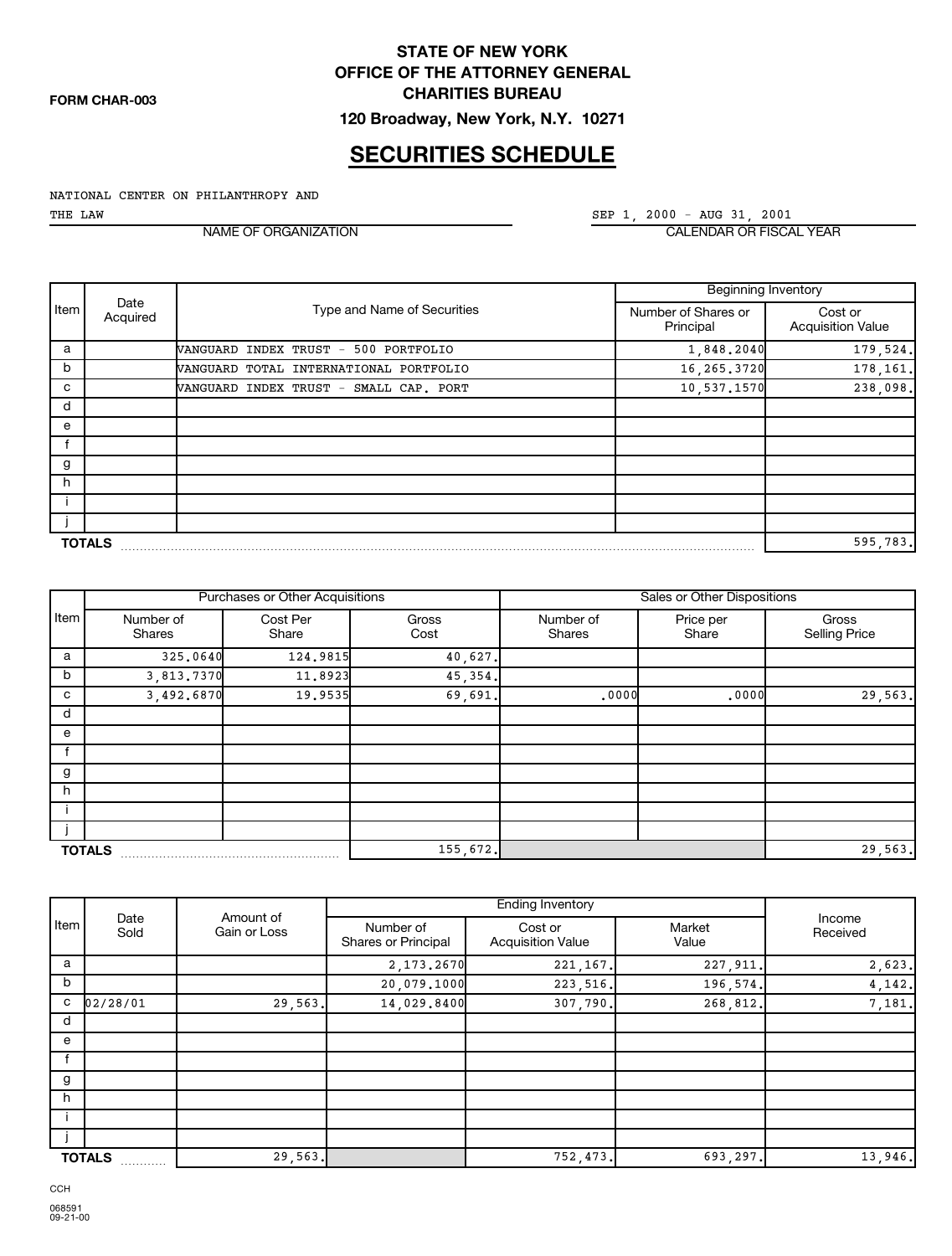FORM CHAR-003

# STATE OF NEW YORK
# OFFICE OF THE ATTORNEY GENERAL
# CHARITIES BUREAU

**120 Broadway, New York, N.Y. 10271**

## SECURITIES SCHEDULE

NATIONAL CENTER ON PHILANTHROPY AND THE LAW — NAME OF ORGANIZATION

SEP 1, 2000 - AUG 31, 2001 — CALENDAR OR FISCAL YEAR

| Item | Date Acquired | Type and Name of Securities | Beginning Inventory | |
|---|---|---|---|---|
| | | | Number of Shares or Principal | Cost or Acquisition Value |
| a | | VANGUARD INDEX TRUST - 500 PORTFOLIO | 1,848.2040 | 179,524. |
| b | | VANGUARD TOTAL INTERNATIONAL PORTFOLIO | 16,265.3720 | 178,161. |
| c | | VANGUARD INDEX TRUST - SMALL CAP. PORT | 10,537.1570 | 238,098. |
| d | | | | |
| e | | | | |
| f | | | | |
| g | | | | |
| h | | | | |
| i | | | | |
| j | | | | |
| TOTALS | | | | 595,783. |

| Item | Purchases or Other Acquisitions | | | Sales or Other Dispositions | | |
|---|---|---|---|---|---|---|
| | Number of Shares | Cost Per Share | Gross Cost | Number of Shares | Price per Share | Gross Selling Price |
| a | 325.0640 | 124.9815 | 40,627. | | | |
| b | 3,813.7370 | 11.8923 | 45,354. | | | |
| c | 3,492.6870 | 19.9535 | 69,691. | .0000 | .0000 | 29,563. |
| d | | | | | | |
| e | | | | | | |
| f | | | | | | |
| g | | | | | | |
| h | | | | | | |
| i | | | | | | |
| j | | | | | | |
| TOTALS | | | 155,672. | | | 29,563. |

| Item | Date Sold | Amount of Gain or Loss | Ending Inventory | | | Income Received |
|---|---|---|---|---|---|---|
| | | | Number of Shares or Principal | Cost or Acquisition Value | Market Value | |
| a | | | 2,173.2670 | 221,167. | 227,911. | 2,623. |
| b | | | 20,079.1000 | 223,516. | 196,574. | 4,142. |
| c | 02/28/01 | 29,563. | 14,029.8400 | 307,790. | 268,812. | 7,181. |
| d | | | | | | |
| e | | | | | | |
| f | | | | | | |
| g | | | | | | |
| h | | | | | | |
| i | | | | | | |
| j | | | | | | |
| TOTALS | | 29,563. | | 752,473. | 693,297. | 13,946. |

CCH

068591
09-21-00